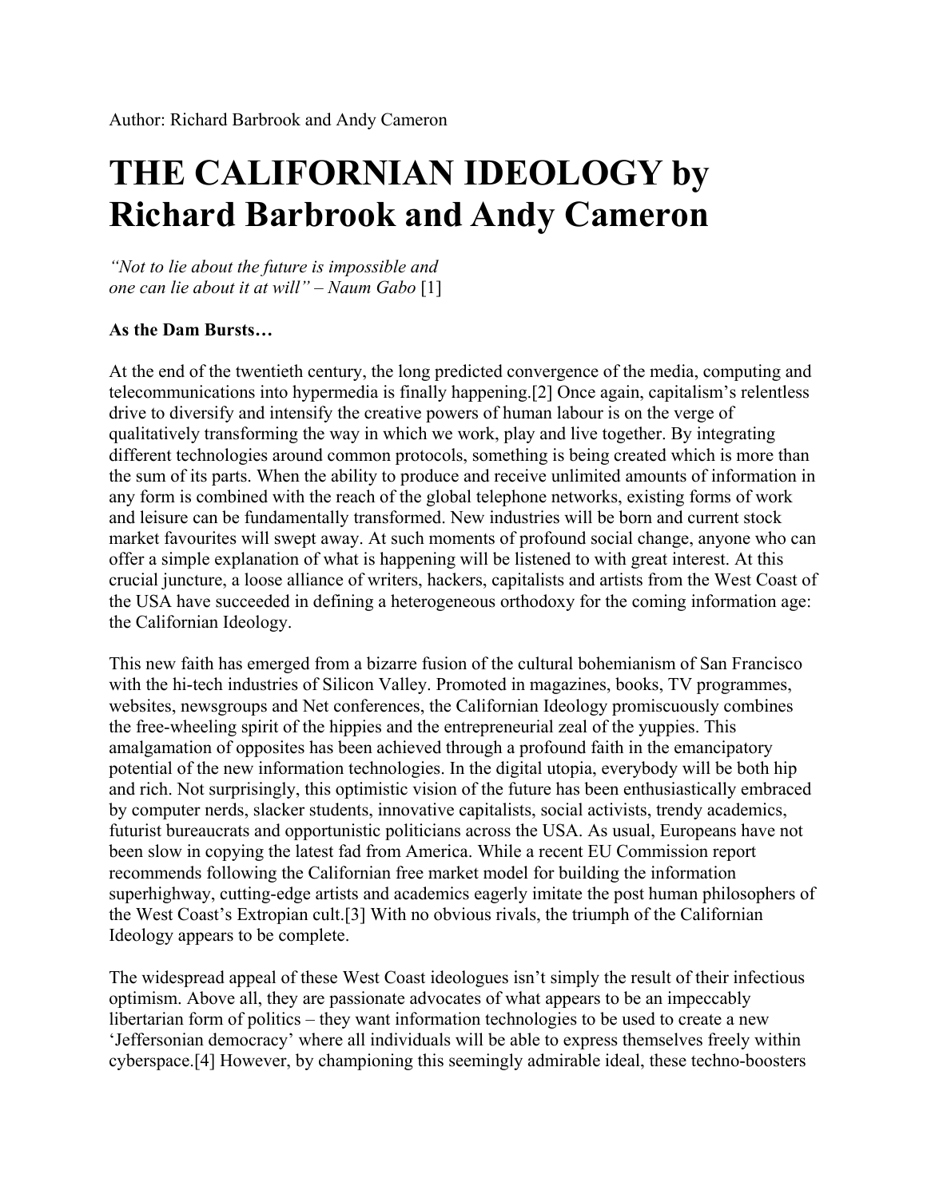Author: Richard Barbrook and Andy Cameron

# THE CALIFORNIAN IDEOLOGY by Richard Barbrook and Andy Cameron

*"Not to lie about the future is impossible and one can lie about it at will" – Naum Gabo* [1]

**As the Dam Bursts…**

At the end of the twentieth century, the long predicted convergence of the media, computing and telecommunications into hypermedia is finally happening.[2] Once again, capitalism's relentless drive to diversify and intensify the creative powers of human labour is on the verge of qualitatively transforming the way in which we work, play and live together. By integrating different technologies around common protocols, something is being created which is more than the sum of its parts. When the ability to produce and receive unlimited amounts of information in any form is combined with the reach of the global telephone networks, existing forms of work and leisure can be fundamentally transformed. New industries will be born and current stock market favourites will swept away. At such moments of profound social change, anyone who can offer a simple explanation of what is happening will be listened to with great interest. At this crucial juncture, a loose alliance of writers, hackers, capitalists and artists from the West Coast of the USA have succeeded in defining a heterogeneous orthodoxy for the coming information age: the Californian Ideology.

This new faith has emerged from a bizarre fusion of the cultural bohemianism of San Francisco with the hi-tech industries of Silicon Valley. Promoted in magazines, books, TV programmes, websites, newsgroups and Net conferences, the Californian Ideology promiscuously combines the free-wheeling spirit of the hippies and the entrepreneurial zeal of the yuppies. This amalgamation of opposites has been achieved through a profound faith in the emancipatory potential of the new information technologies. In the digital utopia, everybody will be both hip and rich. Not surprisingly, this optimistic vision of the future has been enthusiastically embraced by computer nerds, slacker students, innovative capitalists, social activists, trendy academics, futurist bureaucrats and opportunistic politicians across the USA. As usual, Europeans have not been slow in copying the latest fad from America. While a recent EU Commission report recommends following the Californian free market model for building the information superhighway, cutting-edge artists and academics eagerly imitate the post human philosophers of the West Coast's Extropian cult.[3] With no obvious rivals, the triumph of the Californian Ideology appears to be complete.

The widespread appeal of these West Coast ideologues isn't simply the result of their infectious optimism. Above all, they are passionate advocates of what appears to be an impeccably libertarian form of politics – they want information technologies to be used to create a new 'Jeffersonian democracy' where all individuals will be able to express themselves freely within cyberspace.[4] However, by championing this seemingly admirable ideal, these techno-boosters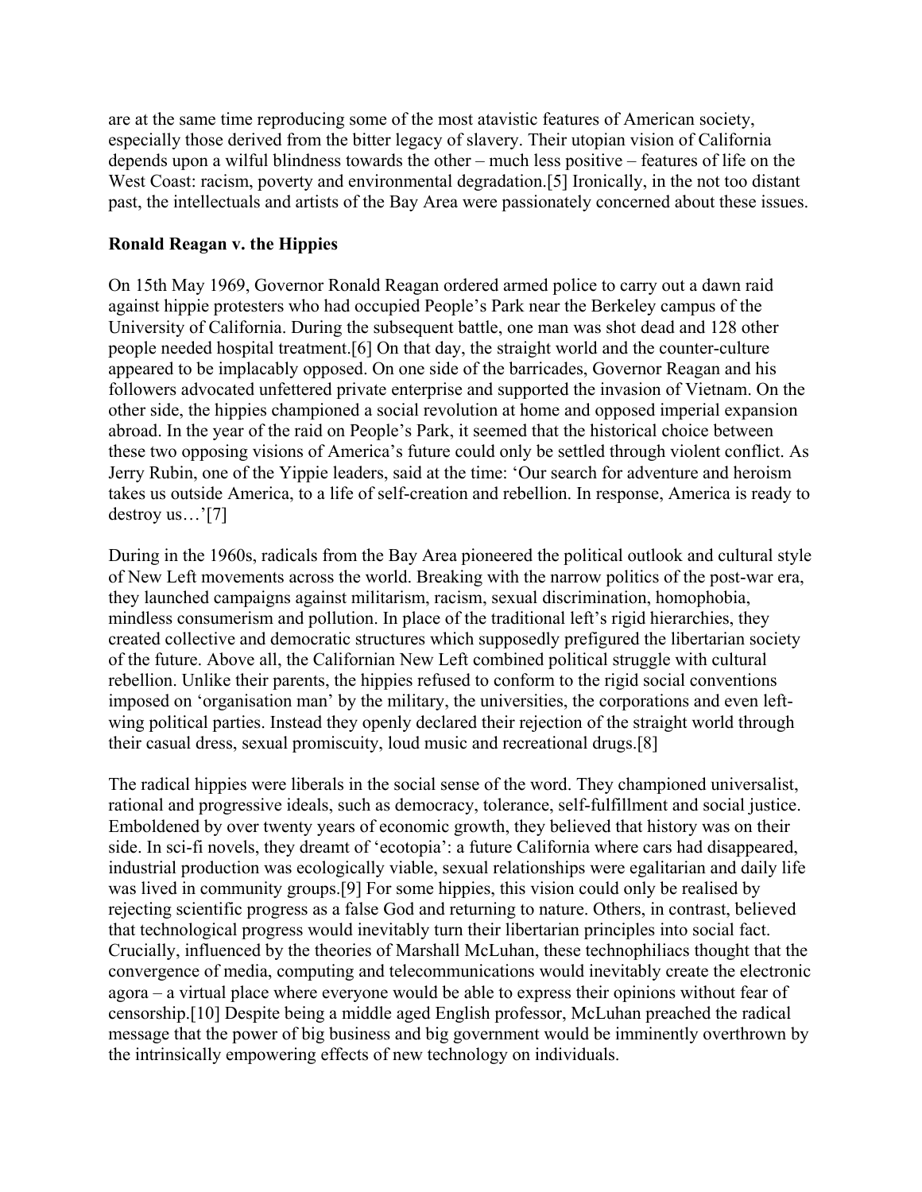are at the same time reproducing some of the most atavistic features of American society, especially those derived from the bitter legacy of slavery. Their utopian vision of California depends upon a wilful blindness towards the other – much less positive – features of life on the West Coast: racism, poverty and environmental degradation.[5] Ironically, in the not too distant past, the intellectuals and artists of the Bay Area were passionately concerned about these issues.

**Ronald Reagan v. the Hippies**

On 15th May 1969, Governor Ronald Reagan ordered armed police to carry out a dawn raid against hippie protesters who had occupied People's Park near the Berkeley campus of the University of California. During the subsequent battle, one man was shot dead and 128 other people needed hospital treatment.[6] On that day, the straight world and the counter-culture appeared to be implacably opposed. On one side of the barricades, Governor Reagan and his followers advocated unfettered private enterprise and supported the invasion of Vietnam. On the other side, the hippies championed a social revolution at home and opposed imperial expansion abroad. In the year of the raid on People's Park, it seemed that the historical choice between these two opposing visions of America's future could only be settled through violent conflict. As Jerry Rubin, one of the Yippie leaders, said at the time: 'Our search for adventure and heroism takes us outside America, to a life of self-creation and rebellion. In response, America is ready to destroy us…'[7]

During in the 1960s, radicals from the Bay Area pioneered the political outlook and cultural style of New Left movements across the world. Breaking with the narrow politics of the post-war era, they launched campaigns against militarism, racism, sexual discrimination, homophobia, mindless consumerism and pollution. In place of the traditional left's rigid hierarchies, they created collective and democratic structures which supposedly prefigured the libertarian society of the future. Above all, the Californian New Left combined political struggle with cultural rebellion. Unlike their parents, the hippies refused to conform to the rigid social conventions imposed on 'organisation man' by the military, the universities, the corporations and even left-wing political parties. Instead they openly declared their rejection of the straight world through their casual dress, sexual promiscuity, loud music and recreational drugs.[8]

The radical hippies were liberals in the social sense of the word. They championed universalist, rational and progressive ideals, such as democracy, tolerance, self-fulfillment and social justice. Emboldened by over twenty years of economic growth, they believed that history was on their side. In sci-fi novels, they dreamt of 'ecotopia': a future California where cars had disappeared, industrial production was ecologically viable, sexual relationships were egalitarian and daily life was lived in community groups.[9] For some hippies, this vision could only be realised by rejecting scientific progress as a false God and returning to nature. Others, in contrast, believed that technological progress would inevitably turn their libertarian principles into social fact. Crucially, influenced by the theories of Marshall McLuhan, these technophiliacs thought that the convergence of media, computing and telecommunications would inevitably create the electronic agora – a virtual place where everyone would be able to express their opinions without fear of censorship.[10] Despite being a middle aged English professor, McLuhan preached the radical message that the power of big business and big government would be imminently overthrown by the intrinsically empowering effects of new technology on individuals.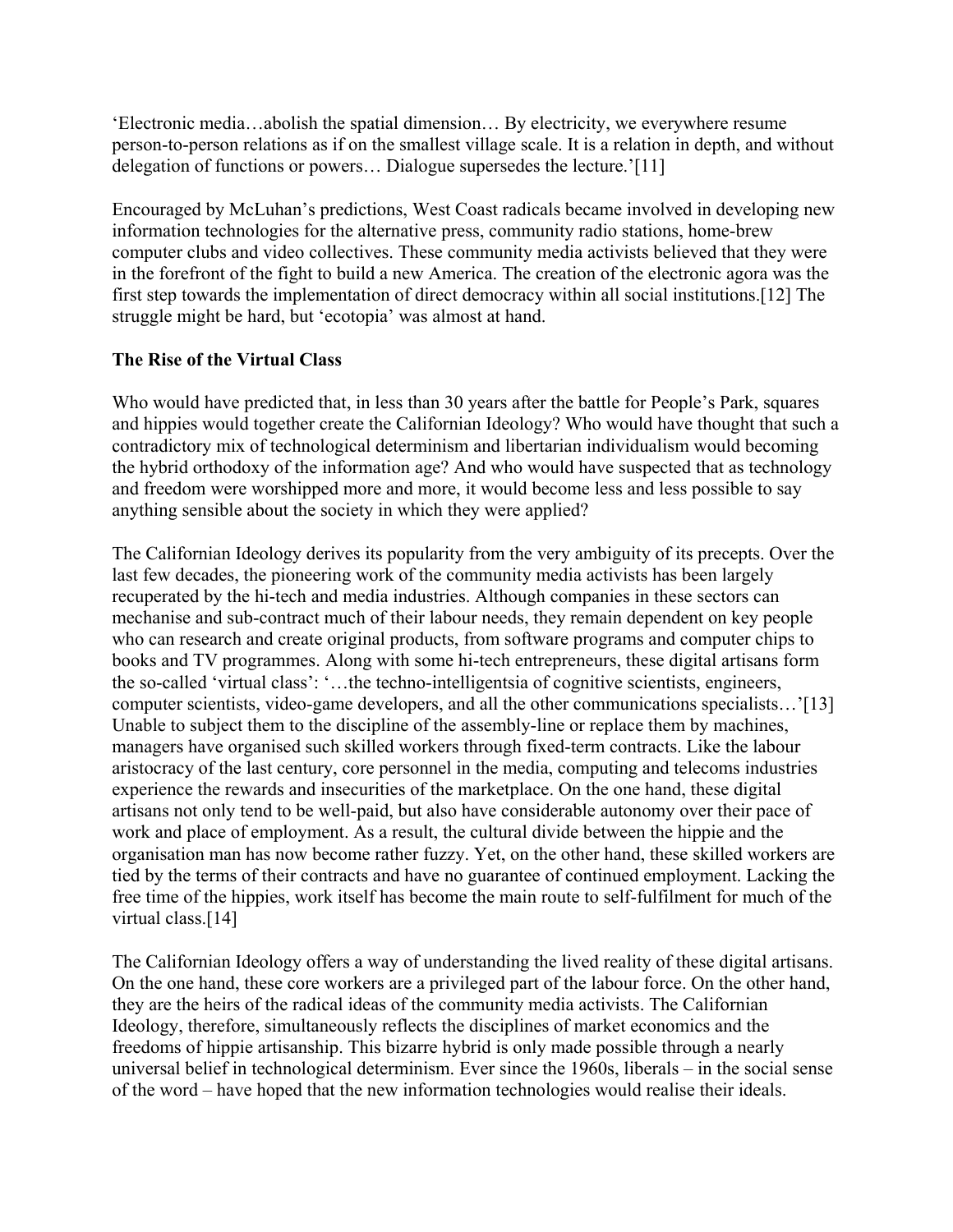'Electronic media…abolish the spatial dimension… By electricity, we everywhere resume person-to-person relations as if on the smallest village scale. It is a relation in depth, and without delegation of functions or powers… Dialogue supersedes the lecture.'[11]

Encouraged by McLuhan's predictions, West Coast radicals became involved in developing new information technologies for the alternative press, community radio stations, home-brew computer clubs and video collectives. These community media activists believed that they were in the forefront of the fight to build a new America. The creation of the electronic agora was the first step towards the implementation of direct democracy within all social institutions.[12] The struggle might be hard, but 'ecotopia' was almost at hand.

**The Rise of the Virtual Class**

Who would have predicted that, in less than 30 years after the battle for People's Park, squares and hippies would together create the Californian Ideology? Who would have thought that such a contradictory mix of technological determinism and libertarian individualism would becoming the hybrid orthodoxy of the information age? And who would have suspected that as technology and freedom were worshipped more and more, it would become less and less possible to say anything sensible about the society in which they were applied?

The Californian Ideology derives its popularity from the very ambiguity of its precepts. Over the last few decades, the pioneering work of the community media activists has been largely recuperated by the hi-tech and media industries. Although companies in these sectors can mechanise and sub-contract much of their labour needs, they remain dependent on key people who can research and create original products, from software programs and computer chips to books and TV programmes. Along with some hi-tech entrepreneurs, these digital artisans form the so-called 'virtual class': '…the techno-intelligentsia of cognitive scientists, engineers, computer scientists, video-game developers, and all the other communications specialists…'[13] Unable to subject them to the discipline of the assembly-line or replace them by machines, managers have organised such skilled workers through fixed-term contracts. Like the labour aristocracy of the last century, core personnel in the media, computing and telecoms industries experience the rewards and insecurities of the marketplace. On the one hand, these digital artisans not only tend to be well-paid, but also have considerable autonomy over their pace of work and place of employment. As a result, the cultural divide between the hippie and the organisation man has now become rather fuzzy. Yet, on the other hand, these skilled workers are tied by the terms of their contracts and have no guarantee of continued employment. Lacking the free time of the hippies, work itself has become the main route to self-fulfilment for much of the virtual class.[14]

The Californian Ideology offers a way of understanding the lived reality of these digital artisans. On the one hand, these core workers are a privileged part of the labour force. On the other hand, they are the heirs of the radical ideas of the community media activists. The Californian Ideology, therefore, simultaneously reflects the disciplines of market economics and the freedoms of hippie artisanship. This bizarre hybrid is only made possible through a nearly universal belief in technological determinism. Ever since the 1960s, liberals – in the social sense of the word – have hoped that the new information technologies would realise their ideals.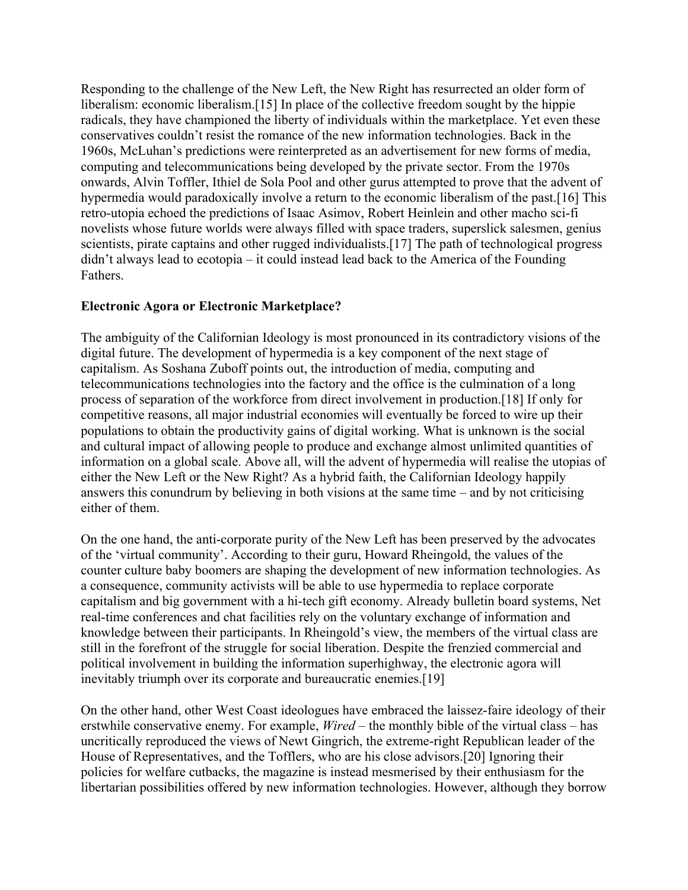Responding to the challenge of the New Left, the New Right has resurrected an older form of liberalism: economic liberalism.[15] In place of the collective freedom sought by the hippie radicals, they have championed the liberty of individuals within the marketplace. Yet even these conservatives couldn't resist the romance of the new information technologies. Back in the 1960s, McLuhan's predictions were reinterpreted as an advertisement for new forms of media, computing and telecommunications being developed by the private sector. From the 1970s onwards, Alvin Toffler, Ithiel de Sola Pool and other gurus attempted to prove that the advent of hypermedia would paradoxically involve a return to the economic liberalism of the past.[16] This retro-utopia echoed the predictions of Isaac Asimov, Robert Heinlein and other macho sci-fi novelists whose future worlds were always filled with space traders, superslick salesmen, genius scientists, pirate captains and other rugged individualists.[17] The path of technological progress didn't always lead to ecotopia – it could instead lead back to the America of the Founding Fathers.

**Electronic Agora or Electronic Marketplace?**

The ambiguity of the Californian Ideology is most pronounced in its contradictory visions of the digital future. The development of hypermedia is a key component of the next stage of capitalism. As Soshana Zuboff points out, the introduction of media, computing and telecommunications technologies into the factory and the office is the culmination of a long process of separation of the workforce from direct involvement in production.[18] If only for competitive reasons, all major industrial economies will eventually be forced to wire up their populations to obtain the productivity gains of digital working. What is unknown is the social and cultural impact of allowing people to produce and exchange almost unlimited quantities of information on a global scale. Above all, will the advent of hypermedia will realise the utopias of either the New Left or the New Right? As a hybrid faith, the Californian Ideology happily answers this conundrum by believing in both visions at the same time – and by not criticising either of them.

On the one hand, the anti-corporate purity of the New Left has been preserved by the advocates of the 'virtual community'. According to their guru, Howard Rheingold, the values of the counter culture baby boomers are shaping the development of new information technologies. As a consequence, community activists will be able to use hypermedia to replace corporate capitalism and big government with a hi-tech gift economy. Already bulletin board systems, Net real-time conferences and chat facilities rely on the voluntary exchange of information and knowledge between their participants. In Rheingold's view, the members of the virtual class are still in the forefront of the struggle for social liberation. Despite the frenzied commercial and political involvement in building the information superhighway, the electronic agora will inevitably triumph over its corporate and bureaucratic enemies.[19]

On the other hand, other West Coast ideologues have embraced the laissez-faire ideology of their erstwhile conservative enemy. For example, *Wired* – the monthly bible of the virtual class – has uncritically reproduced the views of Newt Gingrich, the extreme-right Republican leader of the House of Representatives, and the Tofflers, who are his close advisors.[20] Ignoring their policies for welfare cutbacks, the magazine is instead mesmerised by their enthusiasm for the libertarian possibilities offered by new information technologies. However, although they borrow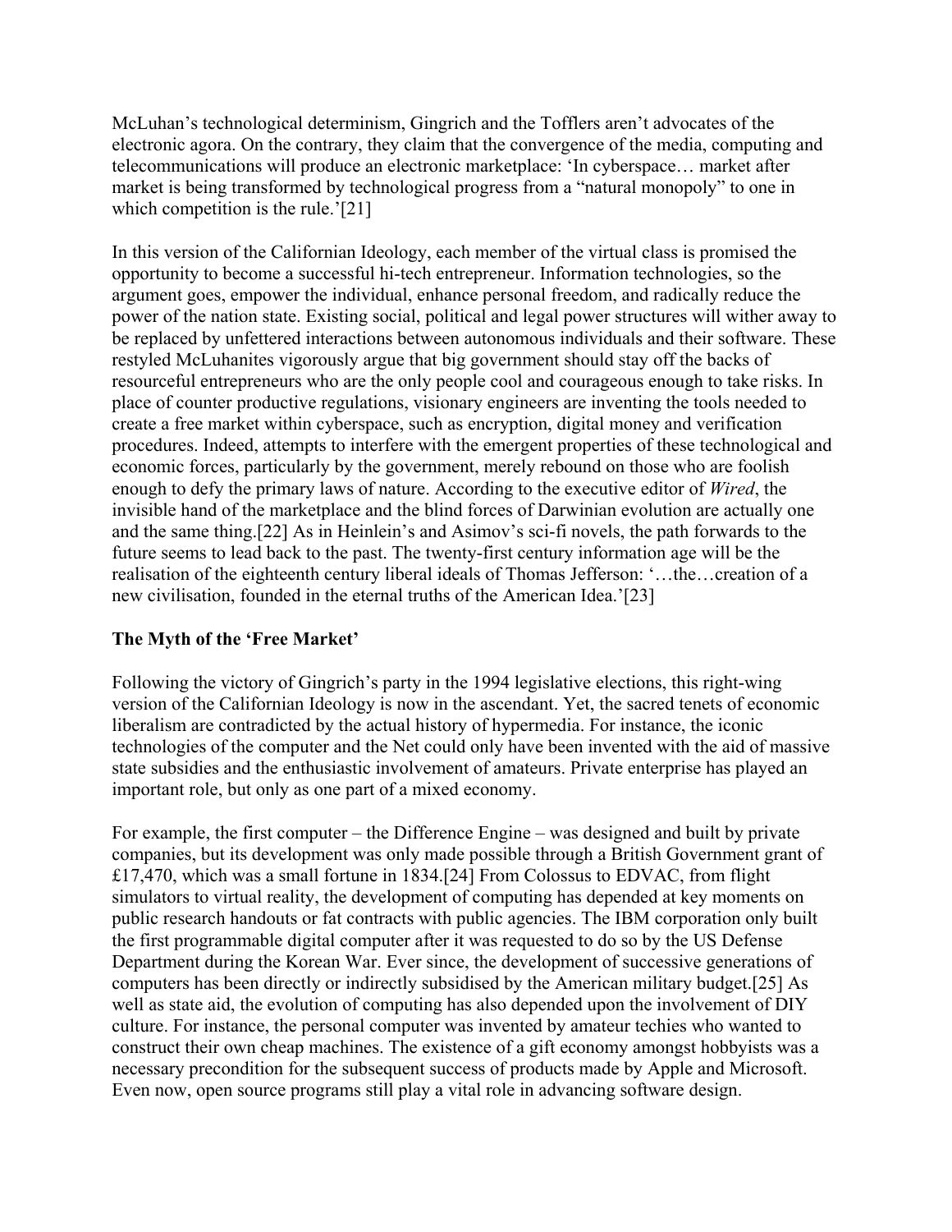McLuhan's technological determinism, Gingrich and the Tofflers aren't advocates of the electronic agora. On the contrary, they claim that the convergence of the media, computing and telecommunications will produce an electronic marketplace: 'In cyberspace… market after market is being transformed by technological progress from a "natural monopoly" to one in which competition is the rule.'[21]

In this version of the Californian Ideology, each member of the virtual class is promised the opportunity to become a successful hi-tech entrepreneur. Information technologies, so the argument goes, empower the individual, enhance personal freedom, and radically reduce the power of the nation state. Existing social, political and legal power structures will wither away to be replaced by unfettered interactions between autonomous individuals and their software. These restyled McLuhanites vigorously argue that big government should stay off the backs of resourceful entrepreneurs who are the only people cool and courageous enough to take risks. In place of counter productive regulations, visionary engineers are inventing the tools needed to create a free market within cyberspace, such as encryption, digital money and verification procedures. Indeed, attempts to interfere with the emergent properties of these technological and economic forces, particularly by the government, merely rebound on those who are foolish enough to defy the primary laws of nature. According to the executive editor of *Wired*, the invisible hand of the marketplace and the blind forces of Darwinian evolution are actually one and the same thing.[22] As in Heinlein's and Asimov's sci-fi novels, the path forwards to the future seems to lead back to the past. The twenty-first century information age will be the realisation of the eighteenth century liberal ideals of Thomas Jefferson: '…the…creation of a new civilisation, founded in the eternal truths of the American Idea.'[23]

### The Myth of the 'Free Market'

Following the victory of Gingrich's party in the 1994 legislative elections, this right-wing version of the Californian Ideology is now in the ascendant. Yet, the sacred tenets of economic liberalism are contradicted by the actual history of hypermedia. For instance, the iconic technologies of the computer and the Net could only have been invented with the aid of massive state subsidies and the enthusiastic involvement of amateurs. Private enterprise has played an important role, but only as one part of a mixed economy.

For example, the first computer – the Difference Engine – was designed and built by private companies, but its development was only made possible through a British Government grant of £17,470, which was a small fortune in 1834.[24] From Colossus to EDVAC, from flight simulators to virtual reality, the development of computing has depended at key moments on public research handouts or fat contracts with public agencies. The IBM corporation only built the first programmable digital computer after it was requested to do so by the US Defense Department during the Korean War. Ever since, the development of successive generations of computers has been directly or indirectly subsidised by the American military budget.[25] As well as state aid, the evolution of computing has also depended upon the involvement of DIY culture. For instance, the personal computer was invented by amateur techies who wanted to construct their own cheap machines. The existence of a gift economy amongst hobbyists was a necessary precondition for the subsequent success of products made by Apple and Microsoft. Even now, open source programs still play a vital role in advancing software design.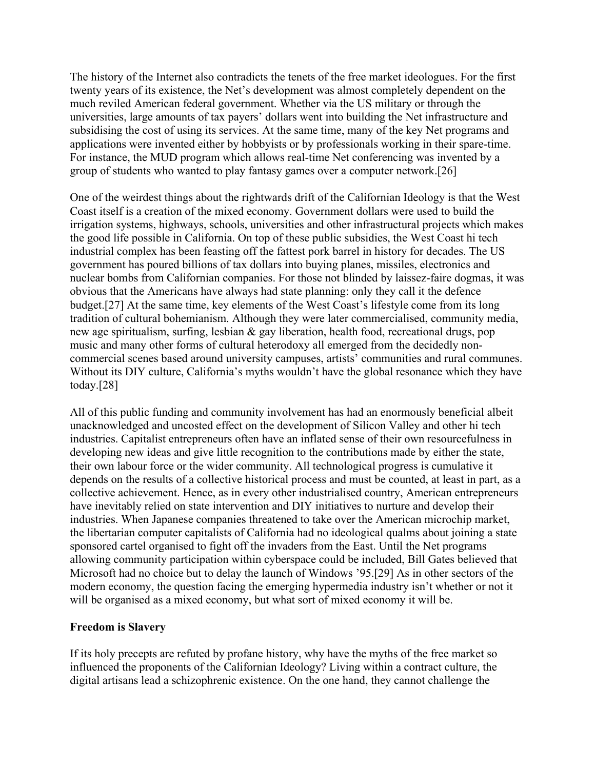The history of the Internet also contradicts the tenets of the free market ideologues. For the first twenty years of its existence, the Net's development was almost completely dependent on the much reviled American federal government. Whether via the US military or through the universities, large amounts of tax payers' dollars went into building the Net infrastructure and subsidising the cost of using its services. At the same time, many of the key Net programs and applications were invented either by hobbyists or by professionals working in their spare-time. For instance, the MUD program which allows real-time Net conferencing was invented by a group of students who wanted to play fantasy games over a computer network.[26]

One of the weirdest things about the rightwards drift of the Californian Ideology is that the West Coast itself is a creation of the mixed economy. Government dollars were used to build the irrigation systems, highways, schools, universities and other infrastructural projects which makes the good life possible in California. On top of these public subsidies, the West Coast hi tech industrial complex has been feasting off the fattest pork barrel in history for decades. The US government has poured billions of tax dollars into buying planes, missiles, electronics and nuclear bombs from Californian companies. For those not blinded by laissez-faire dogmas, it was obvious that the Americans have always had state planning: only they call it the defence budget.[27] At the same time, key elements of the West Coast's lifestyle come from its long tradition of cultural bohemianism. Although they were later commercialised, community media, new age spiritualism, surfing, lesbian & gay liberation, health food, recreational drugs, pop music and many other forms of cultural heterodoxy all emerged from the decidedly non-commercial scenes based around university campuses, artists' communities and rural communes. Without its DIY culture, California's myths wouldn't have the global resonance which they have today.[28]

All of this public funding and community involvement has had an enormously beneficial albeit unacknowledged and uncosted effect on the development of Silicon Valley and other hi tech industries. Capitalist entrepreneurs often have an inflated sense of their own resourcefulness in developing new ideas and give little recognition to the contributions made by either the state, their own labour force or the wider community. All technological progress is cumulative it depends on the results of a collective historical process and must be counted, at least in part, as a collective achievement. Hence, as in every other industrialised country, American entrepreneurs have inevitably relied on state intervention and DIY initiatives to nurture and develop their industries. When Japanese companies threatened to take over the American microchip market, the libertarian computer capitalists of California had no ideological qualms about joining a state sponsored cartel organised to fight off the invaders from the East. Until the Net programs allowing community participation within cyberspace could be included, Bill Gates believed that Microsoft had no choice but to delay the launch of Windows '95.[29] As in other sectors of the modern economy, the question facing the emerging hypermedia industry isn't whether or not it will be organised as a mixed economy, but what sort of mixed economy it will be.

**Freedom is Slavery**

If its holy precepts are refuted by profane history, why have the myths of the free market so influenced the proponents of the Californian Ideology? Living within a contract culture, the digital artisans lead a schizophrenic existence. On the one hand, they cannot challenge the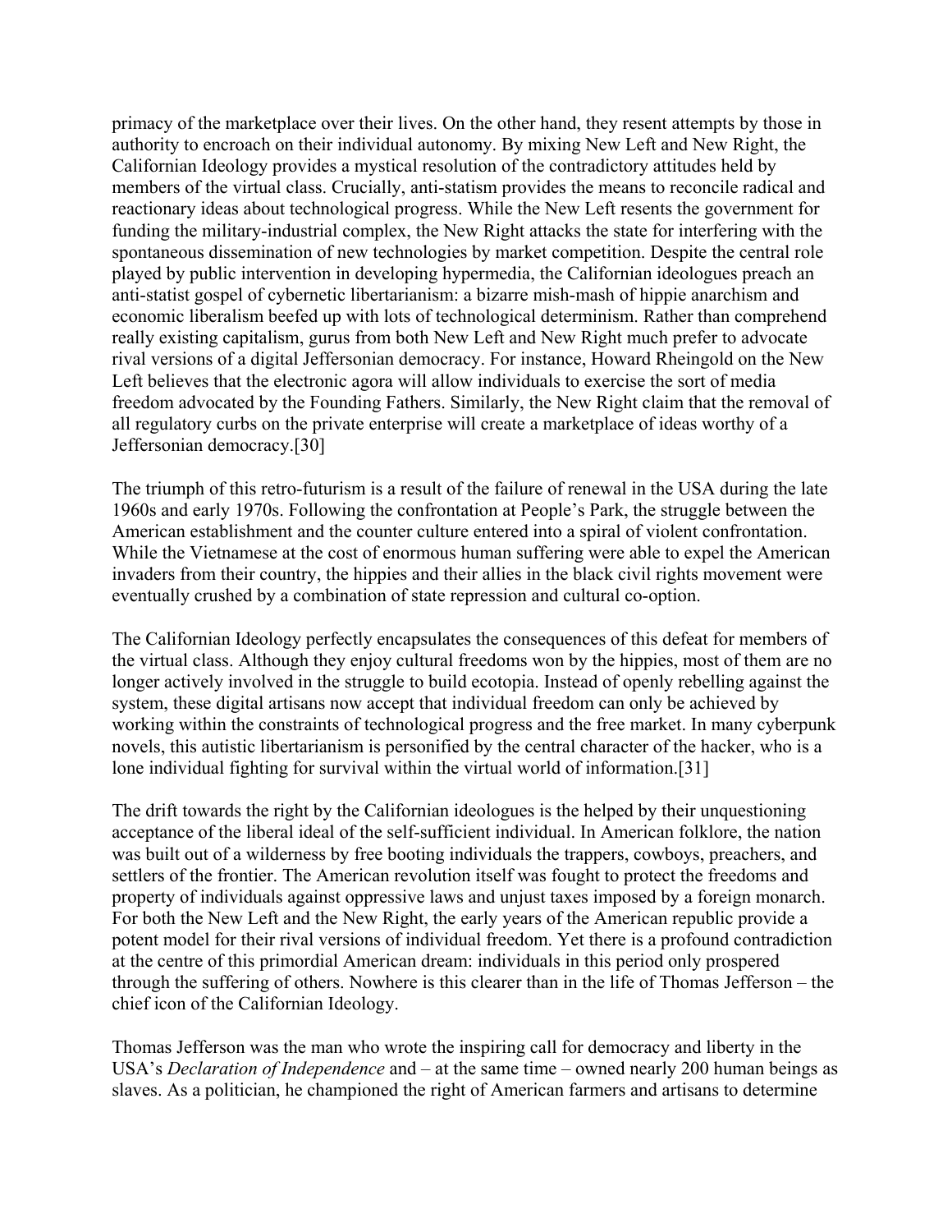primacy of the marketplace over their lives. On the other hand, they resent attempts by those in authority to encroach on their individual autonomy. By mixing New Left and New Right, the Californian Ideology provides a mystical resolution of the contradictory attitudes held by members of the virtual class. Crucially, anti-statism provides the means to reconcile radical and reactionary ideas about technological progress. While the New Left resents the government for funding the military-industrial complex, the New Right attacks the state for interfering with the spontaneous dissemination of new technologies by market competition. Despite the central role played by public intervention in developing hypermedia, the Californian ideologues preach an anti-statist gospel of cybernetic libertarianism: a bizarre mish-mash of hippie anarchism and economic liberalism beefed up with lots of technological determinism. Rather than comprehend really existing capitalism, gurus from both New Left and New Right much prefer to advocate rival versions of a digital Jeffersonian democracy. For instance, Howard Rheingold on the New Left believes that the electronic agora will allow individuals to exercise the sort of media freedom advocated by the Founding Fathers. Similarly, the New Right claim that the removal of all regulatory curbs on the private enterprise will create a marketplace of ideas worthy of a Jeffersonian democracy.[30]

The triumph of this retro-futurism is a result of the failure of renewal in the USA during the late 1960s and early 1970s. Following the confrontation at People's Park, the struggle between the American establishment and the counter culture entered into a spiral of violent confrontation. While the Vietnamese at the cost of enormous human suffering were able to expel the American invaders from their country, the hippies and their allies in the black civil rights movement were eventually crushed by a combination of state repression and cultural co-option.

The Californian Ideology perfectly encapsulates the consequences of this defeat for members of the virtual class. Although they enjoy cultural freedoms won by the hippies, most of them are no longer actively involved in the struggle to build ecotopia. Instead of openly rebelling against the system, these digital artisans now accept that individual freedom can only be achieved by working within the constraints of technological progress and the free market. In many cyberpunk novels, this autistic libertarianism is personified by the central character of the hacker, who is a lone individual fighting for survival within the virtual world of information.[31]

The drift towards the right by the Californian ideologues is the helped by their unquestioning acceptance of the liberal ideal of the self-sufficient individual. In American folklore, the nation was built out of a wilderness by free booting individuals the trappers, cowboys, preachers, and settlers of the frontier. The American revolution itself was fought to protect the freedoms and property of individuals against oppressive laws and unjust taxes imposed by a foreign monarch. For both the New Left and the New Right, the early years of the American republic provide a potent model for their rival versions of individual freedom. Yet there is a profound contradiction at the centre of this primordial American dream: individuals in this period only prospered through the suffering of others. Nowhere is this clearer than in the life of Thomas Jefferson – the chief icon of the Californian Ideology.

Thomas Jefferson was the man who wrote the inspiring call for democracy and liberty in the USA's *Declaration of Independence* and – at the same time – owned nearly 200 human beings as slaves. As a politician, he championed the right of American farmers and artisans to determine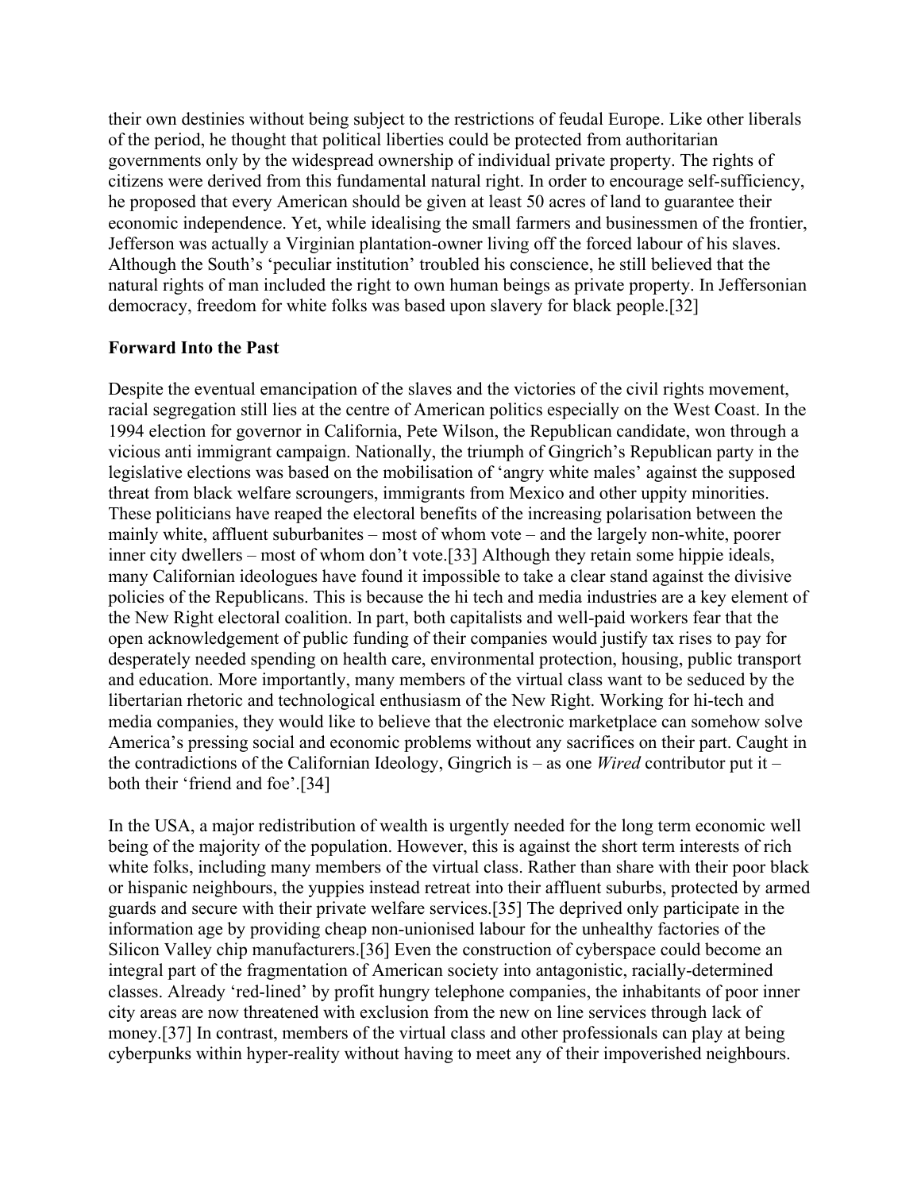their own destinies without being subject to the restrictions of feudal Europe. Like other liberals of the period, he thought that political liberties could be protected from authoritarian governments only by the widespread ownership of individual private property. The rights of citizens were derived from this fundamental natural right. In order to encourage self-sufficiency, he proposed that every American should be given at least 50 acres of land to guarantee their economic independence. Yet, while idealising the small farmers and businessmen of the frontier, Jefferson was actually a Virginian plantation-owner living off the forced labour of his slaves. Although the South's 'peculiar institution' troubled his conscience, he still believed that the natural rights of man included the right to own human beings as private property. In Jeffersonian democracy, freedom for white folks was based upon slavery for black people.[32]

**Forward Into the Past**

Despite the eventual emancipation of the slaves and the victories of the civil rights movement, racial segregation still lies at the centre of American politics especially on the West Coast. In the 1994 election for governor in California, Pete Wilson, the Republican candidate, won through a vicious anti immigrant campaign. Nationally, the triumph of Gingrich's Republican party in the legislative elections was based on the mobilisation of 'angry white males' against the supposed threat from black welfare scroungers, immigrants from Mexico and other uppity minorities. These politicians have reaped the electoral benefits of the increasing polarisation between the mainly white, affluent suburbanites – most of whom vote – and the largely non-white, poorer inner city dwellers – most of whom don't vote.[33] Although they retain some hippie ideals, many Californian ideologues have found it impossible to take a clear stand against the divisive policies of the Republicans. This is because the hi tech and media industries are a key element of the New Right electoral coalition. In part, both capitalists and well-paid workers fear that the open acknowledgement of public funding of their companies would justify tax rises to pay for desperately needed spending on health care, environmental protection, housing, public transport and education. More importantly, many members of the virtual class want to be seduced by the libertarian rhetoric and technological enthusiasm of the New Right. Working for hi-tech and media companies, they would like to believe that the electronic marketplace can somehow solve America's pressing social and economic problems without any sacrifices on their part. Caught in the contradictions of the Californian Ideology, Gingrich is – as one *Wired* contributor put it – both their 'friend and foe'.[34]

In the USA, a major redistribution of wealth is urgently needed for the long term economic well being of the majority of the population. However, this is against the short term interests of rich white folks, including many members of the virtual class. Rather than share with their poor black or hispanic neighbours, the yuppies instead retreat into their affluent suburbs, protected by armed guards and secure with their private welfare services.[35] The deprived only participate in the information age by providing cheap non-unionised labour for the unhealthy factories of the Silicon Valley chip manufacturers.[36] Even the construction of cyberspace could become an integral part of the fragmentation of American society into antagonistic, racially-determined classes. Already 'red-lined' by profit hungry telephone companies, the inhabitants of poor inner city areas are now threatened with exclusion from the new on line services through lack of money.[37] In contrast, members of the virtual class and other professionals can play at being cyberpunks within hyper-reality without having to meet any of their impoverished neighbours.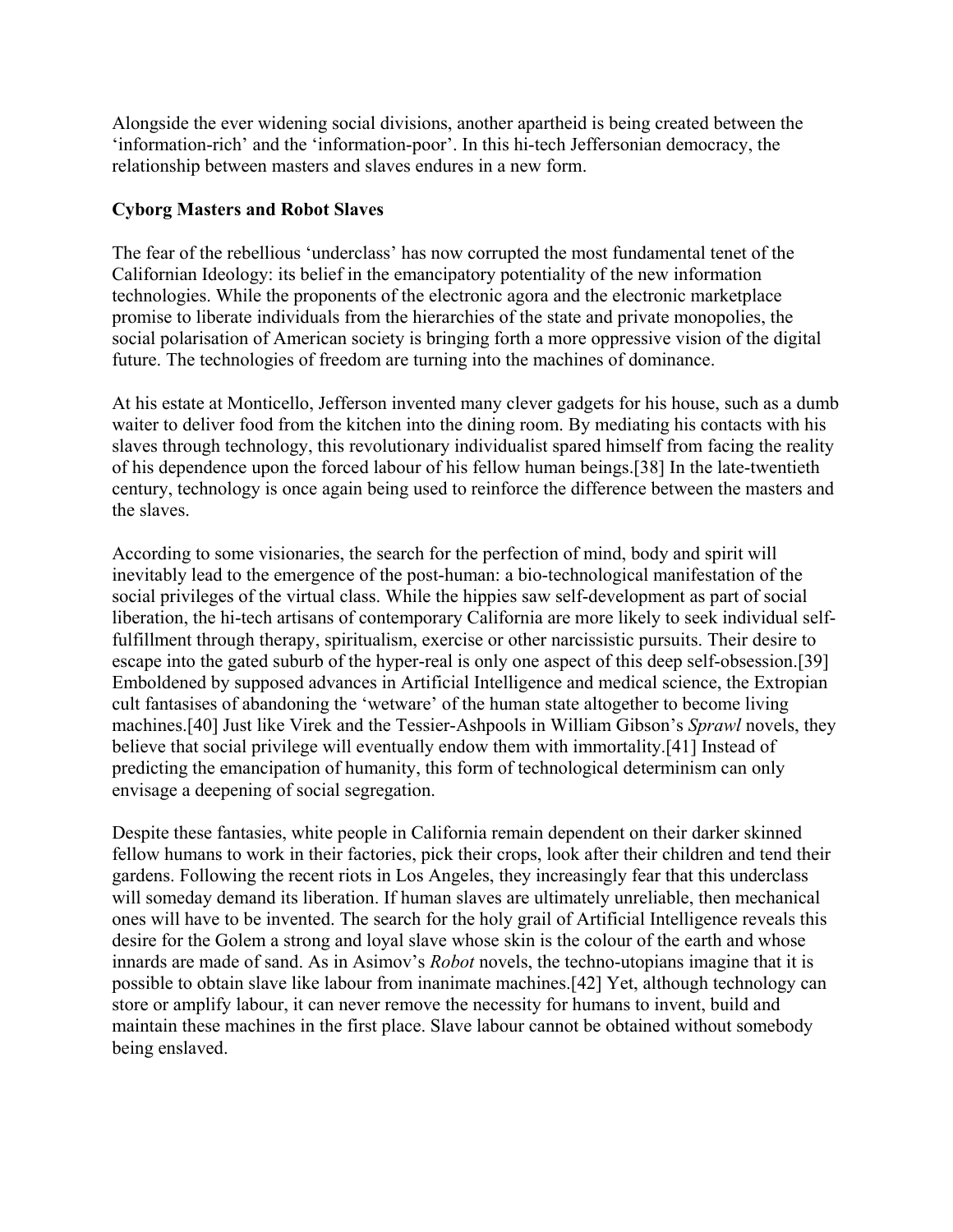Alongside the ever widening social divisions, another apartheid is being created between the 'information-rich' and the 'information-poor'. In this hi-tech Jeffersonian democracy, the relationship between masters and slaves endures in a new form.

**Cyborg Masters and Robot Slaves**

The fear of the rebellious 'underclass' has now corrupted the most fundamental tenet of the Californian Ideology: its belief in the emancipatory potentiality of the new information technologies. While the proponents of the electronic agora and the electronic marketplace promise to liberate individuals from the hierarchies of the state and private monopolies, the social polarisation of American society is bringing forth a more oppressive vision of the digital future. The technologies of freedom are turning into the machines of dominance.

At his estate at Monticello, Jefferson invented many clever gadgets for his house, such as a dumb waiter to deliver food from the kitchen into the dining room. By mediating his contacts with his slaves through technology, this revolutionary individualist spared himself from facing the reality of his dependence upon the forced labour of his fellow human beings.[38] In the late-twentieth century, technology is once again being used to reinforce the difference between the masters and the slaves.

According to some visionaries, the search for the perfection of mind, body and spirit will inevitably lead to the emergence of the post-human: a bio-technological manifestation of the social privileges of the virtual class. While the hippies saw self-development as part of social liberation, the hi-tech artisans of contemporary California are more likely to seek individual self-fulfillment through therapy, spiritualism, exercise or other narcissistic pursuits. Their desire to escape into the gated suburb of the hyper-real is only one aspect of this deep self-obsession.[39] Emboldened by supposed advances in Artificial Intelligence and medical science, the Extropian cult fantasises of abandoning the 'wetware' of the human state altogether to become living machines.[40] Just like Virek and the Tessier-Ashpools in William Gibson's *Sprawl* novels, they believe that social privilege will eventually endow them with immortality.[41] Instead of predicting the emancipation of humanity, this form of technological determinism can only envisage a deepening of social segregation.

Despite these fantasies, white people in California remain dependent on their darker skinned fellow humans to work in their factories, pick their crops, look after their children and tend their gardens. Following the recent riots in Los Angeles, they increasingly fear that this underclass will someday demand its liberation. If human slaves are ultimately unreliable, then mechanical ones will have to be invented. The search for the holy grail of Artificial Intelligence reveals this desire for the Golem a strong and loyal slave whose skin is the colour of the earth and whose innards are made of sand. As in Asimov's *Robot* novels, the techno-utopians imagine that it is possible to obtain slave like labour from inanimate machines.[42] Yet, although technology can store or amplify labour, it can never remove the necessity for humans to invent, build and maintain these machines in the first place. Slave labour cannot be obtained without somebody being enslaved.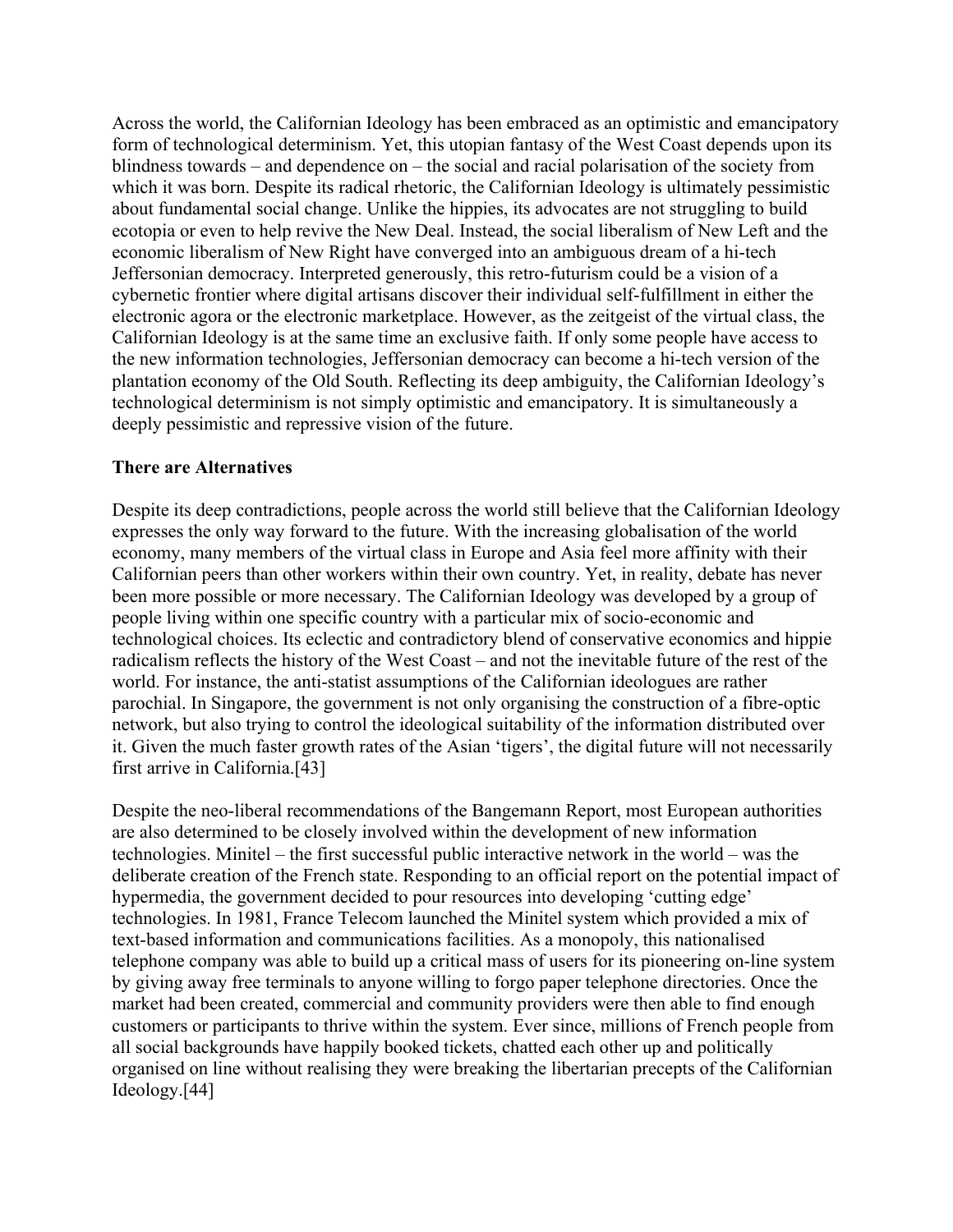Across the world, the Californian Ideology has been embraced as an optimistic and emancipatory form of technological determinism. Yet, this utopian fantasy of the West Coast depends upon its blindness towards – and dependence on – the social and racial polarisation of the society from which it was born. Despite its radical rhetoric, the Californian Ideology is ultimately pessimistic about fundamental social change. Unlike the hippies, its advocates are not struggling to build ecotopia or even to help revive the New Deal. Instead, the social liberalism of New Left and the economic liberalism of New Right have converged into an ambiguous dream of a hi-tech Jeffersonian democracy. Interpreted generously, this retro-futurism could be a vision of a cybernetic frontier where digital artisans discover their individual self-fulfillment in either the electronic agora or the electronic marketplace. However, as the zeitgeist of the virtual class, the Californian Ideology is at the same time an exclusive faith. If only some people have access to the new information technologies, Jeffersonian democracy can become a hi-tech version of the plantation economy of the Old South. Reflecting its deep ambiguity, the Californian Ideology's technological determinism is not simply optimistic and emancipatory. It is simultaneously a deeply pessimistic and repressive vision of the future.

**There are Alternatives**

Despite its deep contradictions, people across the world still believe that the Californian Ideology expresses the only way forward to the future. With the increasing globalisation of the world economy, many members of the virtual class in Europe and Asia feel more affinity with their Californian peers than other workers within their own country. Yet, in reality, debate has never been more possible or more necessary. The Californian Ideology was developed by a group of people living within one specific country with a particular mix of socio-economic and technological choices. Its eclectic and contradictory blend of conservative economics and hippie radicalism reflects the history of the West Coast – and not the inevitable future of the rest of the world. For instance, the anti-statist assumptions of the Californian ideologues are rather parochial. In Singapore, the government is not only organising the construction of a fibre-optic network, but also trying to control the ideological suitability of the information distributed over it. Given the much faster growth rates of the Asian 'tigers', the digital future will not necessarily first arrive in California.[43]

Despite the neo-liberal recommendations of the Bangemann Report, most European authorities are also determined to be closely involved within the development of new information technologies. Minitel – the first successful public interactive network in the world – was the deliberate creation of the French state. Responding to an official report on the potential impact of hypermedia, the government decided to pour resources into developing 'cutting edge' technologies. In 1981, France Telecom launched the Minitel system which provided a mix of text-based information and communications facilities. As a monopoly, this nationalised telephone company was able to build up a critical mass of users for its pioneering on-line system by giving away free terminals to anyone willing to forgo paper telephone directories. Once the market had been created, commercial and community providers were then able to find enough customers or participants to thrive within the system. Ever since, millions of French people from all social backgrounds have happily booked tickets, chatted each other up and politically organised on line without realising they were breaking the libertarian precepts of the Californian Ideology.[44]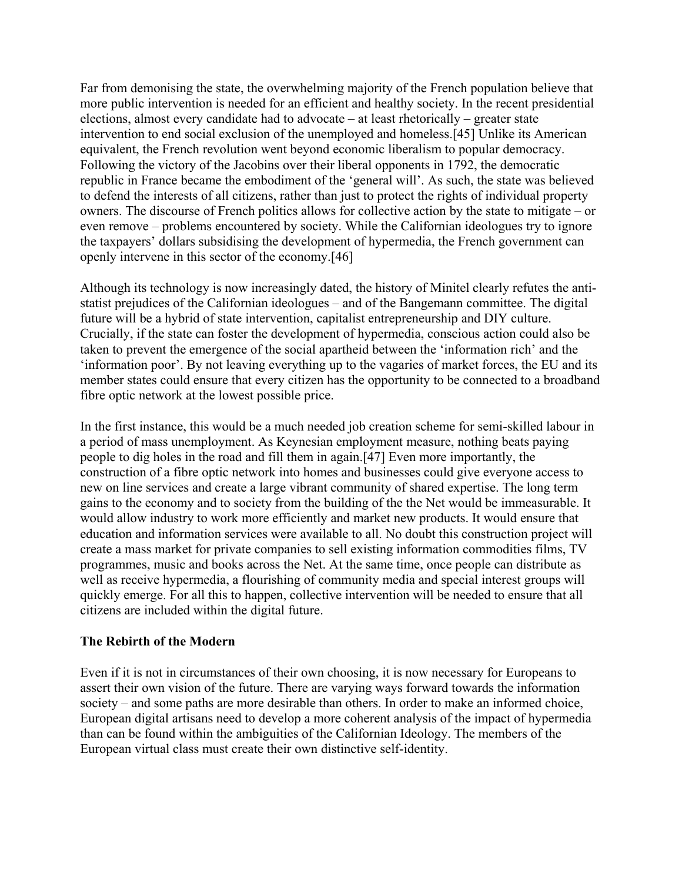Far from demonising the state, the overwhelming majority of the French population believe that more public intervention is needed for an efficient and healthy society. In the recent presidential elections, almost every candidate had to advocate – at least rhetorically – greater state intervention to end social exclusion of the unemployed and homeless.[45] Unlike its American equivalent, the French revolution went beyond economic liberalism to popular democracy. Following the victory of the Jacobins over their liberal opponents in 1792, the democratic republic in France became the embodiment of the 'general will'. As such, the state was believed to defend the interests of all citizens, rather than just to protect the rights of individual property owners. The discourse of French politics allows for collective action by the state to mitigate – or even remove – problems encountered by society. While the Californian ideologues try to ignore the taxpayers' dollars subsidising the development of hypermedia, the French government can openly intervene in this sector of the economy.[46]

Although its technology is now increasingly dated, the history of Minitel clearly refutes the anti-statist prejudices of the Californian ideologues – and of the Bangemann committee. The digital future will be a hybrid of state intervention, capitalist entrepreneurship and DIY culture. Crucially, if the state can foster the development of hypermedia, conscious action could also be taken to prevent the emergence of the social apartheid between the 'information rich' and the 'information poor'. By not leaving everything up to the vagaries of market forces, the EU and its member states could ensure that every citizen has the opportunity to be connected to a broadband fibre optic network at the lowest possible price.

In the first instance, this would be a much needed job creation scheme for semi-skilled labour in a period of mass unemployment. As Keynesian employment measure, nothing beats paying people to dig holes in the road and fill them in again.[47] Even more importantly, the construction of a fibre optic network into homes and businesses could give everyone access to new on line services and create a large vibrant community of shared expertise. The long term gains to the economy and to society from the building of the the Net would be immeasurable. It would allow industry to work more efficiently and market new products. It would ensure that education and information services were available to all. No doubt this construction project will create a mass market for private companies to sell existing information commodities films, TV programmes, music and books across the Net. At the same time, once people can distribute as well as receive hypermedia, a flourishing of community media and special interest groups will quickly emerge. For all this to happen, collective intervention will be needed to ensure that all citizens are included within the digital future.

### The Rebirth of the Modern

Even if it is not in circumstances of their own choosing, it is now necessary for Europeans to assert their own vision of the future. There are varying ways forward towards the information society – and some paths are more desirable than others. In order to make an informed choice, European digital artisans need to develop a more coherent analysis of the impact of hypermedia than can be found within the ambiguities of the Californian Ideology. The members of the European virtual class must create their own distinctive self-identity.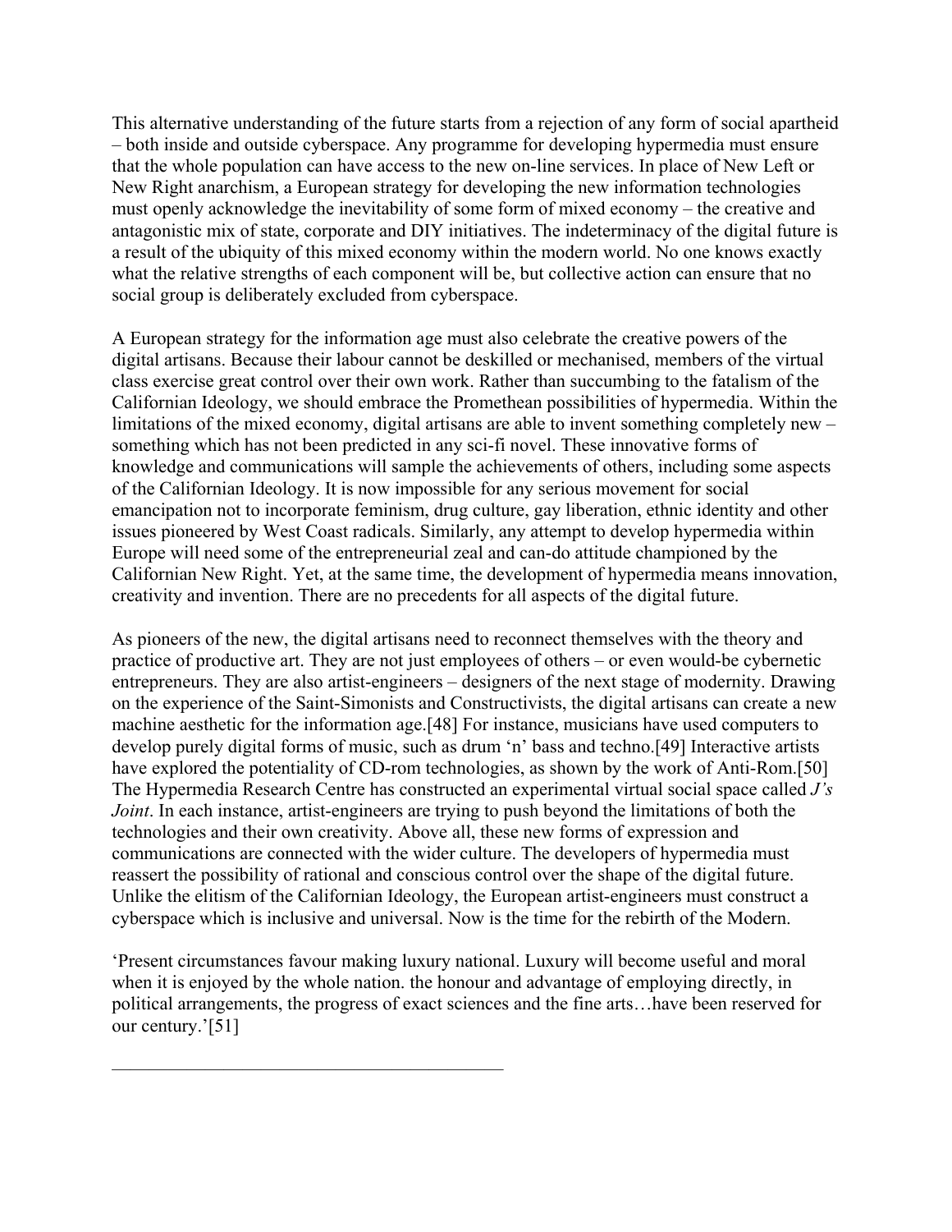This alternative understanding of the future starts from a rejection of any form of social apartheid – both inside and outside cyberspace. Any programme for developing hypermedia must ensure that the whole population can have access to the new on-line services. In place of New Left or New Right anarchism, a European strategy for developing the new information technologies must openly acknowledge the inevitability of some form of mixed economy – the creative and antagonistic mix of state, corporate and DIY initiatives. The indeterminacy of the digital future is a result of the ubiquity of this mixed economy within the modern world. No one knows exactly what the relative strengths of each component will be, but collective action can ensure that no social group is deliberately excluded from cyberspace.

A European strategy for the information age must also celebrate the creative powers of the digital artisans. Because their labour cannot be deskilled or mechanised, members of the virtual class exercise great control over their own work. Rather than succumbing to the fatalism of the Californian Ideology, we should embrace the Promethean possibilities of hypermedia. Within the limitations of the mixed economy, digital artisans are able to invent something completely new – something which has not been predicted in any sci-fi novel. These innovative forms of knowledge and communications will sample the achievements of others, including some aspects of the Californian Ideology. It is now impossible for any serious movement for social emancipation not to incorporate feminism, drug culture, gay liberation, ethnic identity and other issues pioneered by West Coast radicals. Similarly, any attempt to develop hypermedia within Europe will need some of the entrepreneurial zeal and can-do attitude championed by the Californian New Right. Yet, at the same time, the development of hypermedia means innovation, creativity and invention. There are no precedents for all aspects of the digital future.

As pioneers of the new, the digital artisans need to reconnect themselves with the theory and practice of productive art. They are not just employees of others – or even would-be cybernetic entrepreneurs. They are also artist-engineers – designers of the next stage of modernity. Drawing on the experience of the Saint-Simonists and Constructivists, the digital artisans can create a new machine aesthetic for the information age.[48] For instance, musicians have used computers to develop purely digital forms of music, such as drum 'n' bass and techno.[49] Interactive artists have explored the potentiality of CD-rom technologies, as shown by the work of Anti-Rom.[50] The Hypermedia Research Centre has constructed an experimental virtual social space called *J's Joint*. In each instance, artist-engineers are trying to push beyond the limitations of both the technologies and their own creativity. Above all, these new forms of expression and communications are connected with the wider culture. The developers of hypermedia must reassert the possibility of rational and conscious control over the shape of the digital future. Unlike the elitism of the Californian Ideology, the European artist-engineers must construct a cyberspace which is inclusive and universal. Now is the time for the rebirth of the Modern.

'Present circumstances favour making luxury national. Luxury will become useful and moral when it is enjoyed by the whole nation. the honour and advantage of employing directly, in political arrangements, the progress of exact sciences and the fine arts…have been reserved for our century.'[51]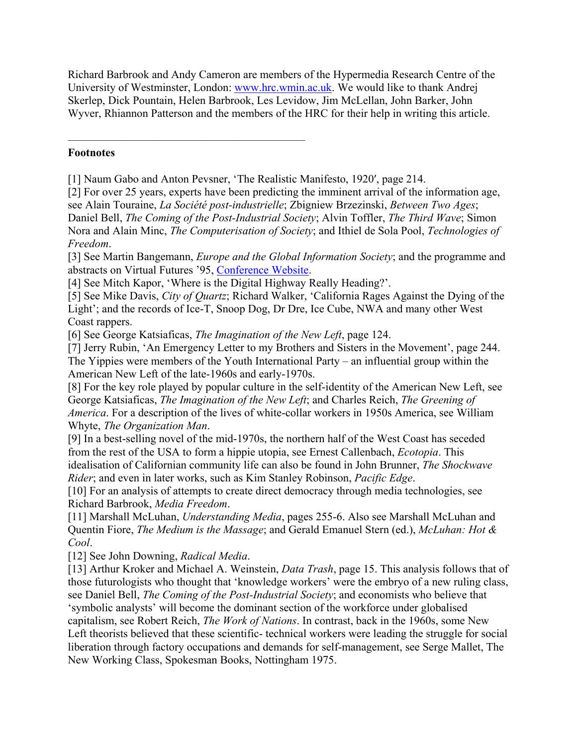Richard Barbrook and Andy Cameron are members of the Hypermedia Research Centre of the University of Westminster, London: [www.hrc.wmin.ac.uk](http://www.hrc.wmin.ac.uk). We would like to thank Andrej Skerlep, Dick Pountain, Helen Barbrook, Les Levidow, Jim McLellan, John Barker, John Wyver, Rhiannon Patterson and the members of the HRC for their help in writing this article.

---

**Footnotes**

[1] Naum Gabo and Anton Pevsner, 'The Realistic Manifesto, 1920′, page 214.
[2] For over 25 years, experts have been predicting the imminent arrival of the information age, see Alain Touraine, *La Société post-industrielle*; Zbigniew Brzezinski, *Between Two Ages*; Daniel Bell, *The Coming of the Post-Industrial Society*; Alvin Toffler, *The Third Wave*; Simon Nora and Alain Minc, *The Computerisation of Society*; and Ithiel de Sola Pool, *Technologies of Freedom*.
[3] See Martin Bangemann, *Europe and the Global Information Society*; and the programme and abstracts on Virtual Futures '95, Conference Website.
[4] See Mitch Kapor, 'Where is the Digital Highway Really Heading?'.
[5] See Mike Davis, *City of Quartz*; Richard Walker, 'California Rages Against the Dying of the Light'; and the records of Ice-T, Snoop Dog, Dr Dre, Ice Cube, NWA and many other West Coast rappers.
[6] See George Katsiaficas, *The Imagination of the New Left*, page 124.
[7] Jerry Rubin, 'An Emergency Letter to my Brothers and Sisters in the Movement', page 244. The Yippies were members of the Youth International Party – an influential group within the American New Left of the late-1960s and early-1970s.
[8] For the key role played by popular culture in the self-identity of the American New Left, see George Katsiaficas, *The Imagination of the New Left*; and Charles Reich, *The Greening of America*. For a description of the lives of white-collar workers in 1950s America, see William Whyte, *The Organization Man*.
[9] In a best-selling novel of the mid-1970s, the northern half of the West Coast has seceded from the rest of the USA to form a hippie utopia, see Ernest Callenbach, *Ecotopia*. This idealisation of Californian community life can also be found in John Brunner, *The Shockwave Rider*; and even in later works, such as Kim Stanley Robinson, *Pacific Edge*.
[10] For an analysis of attempts to create direct democracy through media technologies, see Richard Barbrook, *Media Freedom*.
[11] Marshall McLuhan, *Understanding Media*, pages 255-6. Also see Marshall McLuhan and Quentin Fiore, *The Medium is the Massage*; and Gerald Emanuel Stern (ed.), *McLuhan: Hot & Cool*.
[12] See John Downing, *Radical Media*.
[13] Arthur Kroker and Michael A. Weinstein, *Data Trash*, page 15. This analysis follows that of those futurologists who thought that 'knowledge workers' were the embryo of a new ruling class, see Daniel Bell, *The Coming of the Post-Industrial Society*; and economists who believe that 'symbolic analysts' will become the dominant section of the workforce under globalised capitalism, see Robert Reich, *The Work of Nations*. In contrast, back in the 1960s, some New Left theorists believed that these scientific- technical workers were leading the struggle for social liberation through factory occupations and demands for self-management, see Serge Mallet, The New Working Class, Spokesman Books, Nottingham 1975.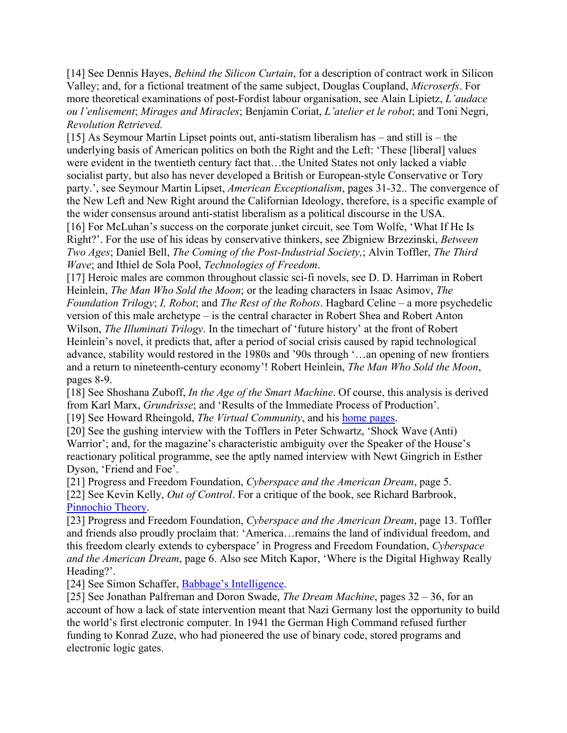[14] See Dennis Hayes, *Behind the Silicon Curtain*, for a description of contract work in Silicon Valley; and, for a fictional treatment of the same subject, Douglas Coupland, *Microserfs*. For more theoretical examinations of post-Fordist labour organisation, see Alain Lipietz, *L'audace ou l'enlisement*; *Mirages and Miracles*; Benjamin Coriat, *L'atelier et le robot*; and Toni Negri, *Revolution Retrieved.*

[15] As Seymour Martin Lipset points out, anti-statism liberalism has – and still is – the underlying basis of American politics on both the Right and the Left: 'These [liberal] values were evident in the twentieth century fact that…the United States not only lacked a viable socialist party, but also has never developed a British or European-style Conservative or Tory party.', see Seymour Martin Lipset, *American Exceptionalism*, pages 31-32.. The convergence of the New Left and New Right around the Californian Ideology, therefore, is a specific example of the wider consensus around anti-statist liberalism as a political discourse in the USA.

[16] For McLuhan's success on the corporate junket circuit, see Tom Wolfe, 'What If He Is Right?'. For the use of his ideas by conservative thinkers, see Zbigniew Brzezinski, *Between Two Ages*; Daniel Bell, *The Coming of the Post-Industrial Society,*; Alvin Toffler, *The Third Wave*; and Ithiel de Sola Pool, *Technologies of Freedom*.

[17] Heroic males are common throughout classic sci-fi novels, see D. D. Harriman in Robert Heinlein, *The Man Who Sold the Moon*; or the leading characters in Isaac Asimov, *The Foundation Trilogy*; *I, Robot*; and *The Rest of the Robots*. Hagbard Celine – a more psychedelic version of this male archetype – is the central character in Robert Shea and Robert Anton Wilson, *The Illuminati Trilogy*. In the timechart of 'future history' at the front of Robert Heinlein's novel, it predicts that, after a period of social crisis caused by rapid technological advance, stability would restored in the 1980s and '90s through '…an opening of new frontiers and a return to nineteenth-century economy'! Robert Heinlein, *The Man Who Sold the Moon*, pages 8-9.

[18] See Shoshana Zuboff, *In the Age of the Smart Machine*. Of course, this analysis is derived from Karl Marx, *Grundrisse*; and 'Results of the Immediate Process of Production'.

[19] See Howard Rheingold, *The Virtual Community*, and his home pages.

[20] See the gushing interview with the Tofflers in Peter Schwartz, 'Shock Wave (Anti) Warrior'; and, for the magazine's characteristic ambiguity over the Speaker of the House's reactionary political programme, see the aptly named interview with Newt Gingrich in Esther Dyson, 'Friend and Foe'.

[21] Progress and Freedom Foundation, *Cyberspace and the American Dream*, page 5.

[22] See Kevin Kelly, *Out of Control*. For a critique of the book, see Richard Barbrook, Pinnochio Theory.

[23] Progress and Freedom Foundation, *Cyberspace and the American Dream*, page 13. Toffler and friends also proudly proclaim that: 'America…remains the land of individual freedom, and this freedom clearly extends to cyberspace' in Progress and Freedom Foundation, *Cyberspace and the American Dream*, page 6. Also see Mitch Kapor, 'Where is the Digital Highway Really Heading?'.

[24] See Simon Schaffer, Babbage's Intelligence.

[25] See Jonathan Palfreman and Doron Swade, *The Dream Machine*, pages 32 – 36, for an account of how a lack of state intervention meant that Nazi Germany lost the opportunity to build the world's first electronic computer. In 1941 the German High Command refused further funding to Konrad Zuze, who had pioneered the use of binary code, stored programs and electronic logic gates.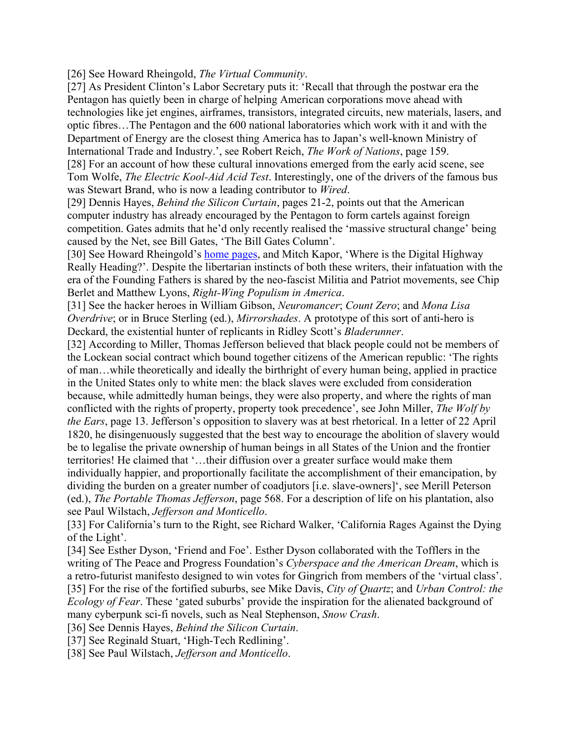[26] See Howard Rheingold, *The Virtual Community*.

[27] As President Clinton's Labor Secretary puts it: 'Recall that through the postwar era the Pentagon has quietly been in charge of helping American corporations move ahead with technologies like jet engines, airframes, transistors, integrated circuits, new materials, lasers, and optic fibres…The Pentagon and the 600 national laboratories which work with it and with the Department of Energy are the closest thing America has to Japan's well-known Ministry of International Trade and Industry.', see Robert Reich, *The Work of Nations*, page 159.

[28] For an account of how these cultural innovations emerged from the early acid scene, see Tom Wolfe, *The Electric Kool-Aid Acid Test*. Interestingly, one of the drivers of the famous bus was Stewart Brand, who is now a leading contributor to *Wired*.

[29] Dennis Hayes, *Behind the Silicon Curtain*, pages 21-2, points out that the American computer industry has already encouraged by the Pentagon to form cartels against foreign competition. Gates admits that he'd only recently realised the 'massive structural change' being caused by the Net, see Bill Gates, 'The Bill Gates Column'.

[30] See Howard Rheingold's home pages, and Mitch Kapor, 'Where is the Digital Highway Really Heading?'. Despite the libertarian instincts of both these writers, their infatuation with the era of the Founding Fathers is shared by the neo-fascist Militia and Patriot movements, see Chip Berlet and Matthew Lyons, *Right-Wing Populism in America*.

[31] See the hacker heroes in William Gibson, *Neuromancer*; *Count Zero*; and *Mona Lisa Overdrive*; or in Bruce Sterling (ed.), *Mirrorshades*. A prototype of this sort of anti-hero is Deckard, the existential hunter of replicants in Ridley Scott's *Bladerunner*.

[32] According to Miller, Thomas Jefferson believed that black people could not be members of the Lockean social contract which bound together citizens of the American republic: 'The rights of man…while theoretically and ideally the birthright of every human being, applied in practice in the United States only to white men: the black slaves were excluded from consideration because, while admittedly human beings, they were also property, and where the rights of man conflicted with the rights of property, property took precedence', see John Miller, *The Wolf by the Ears*, page 13. Jefferson's opposition to slavery was at best rhetorical. In a letter of 22 April 1820, he disingenuously suggested that the best way to encourage the abolition of slavery would be to legalise the private ownership of human beings in all States of the Union and the frontier territories! He claimed that '…their diffusion over a greater surface would make them individually happier, and proportionally facilitate the accomplishment of their emancipation, by dividing the burden on a greater number of coadjutors [i.e. slave-owners]', see Merill Peterson (ed.), *The Portable Thomas Jefferson*, page 568. For a description of life on his plantation, also see Paul Wilstach, *Jefferson and Monticello*.

[33] For California's turn to the Right, see Richard Walker, 'California Rages Against the Dying of the Light'.

[34] See Esther Dyson, 'Friend and Foe'. Esther Dyson collaborated with the Tofflers in the writing of The Peace and Progress Foundation's *Cyberspace and the American Dream*, which is a retro-futurist manifesto designed to win votes for Gingrich from members of the 'virtual class'.

[35] For the rise of the fortified suburbs, see Mike Davis, *City of Quartz*; and *Urban Control: the Ecology of Fear*. These 'gated suburbs' provide the inspiration for the alienated background of many cyberpunk sci-fi novels, such as Neal Stephenson, *Snow Crash*.

[36] See Dennis Hayes, *Behind the Silicon Curtain*.

[37] See Reginald Stuart, 'High-Tech Redlining'.

[38] See Paul Wilstach, *Jefferson and Monticello*.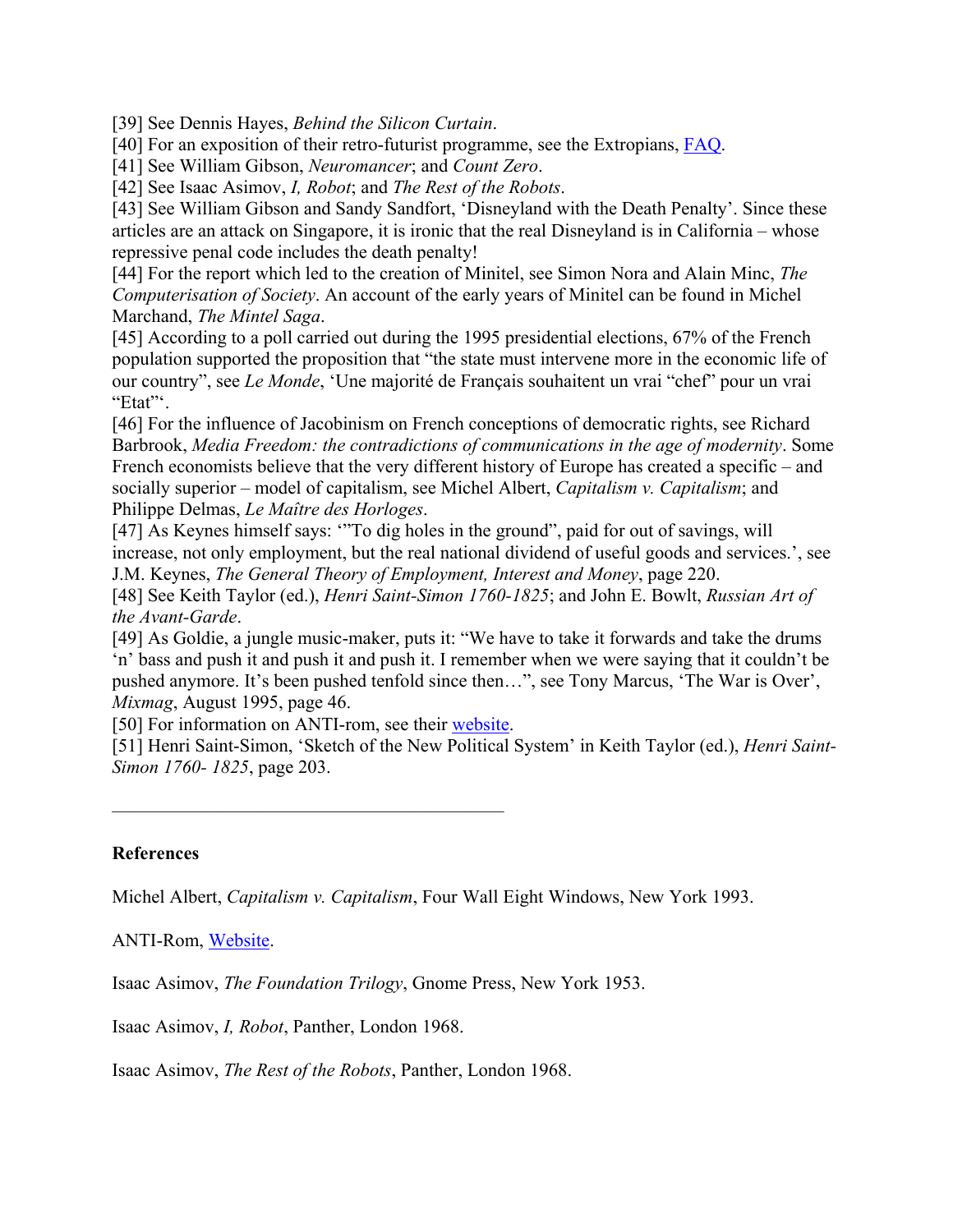[39] See Dennis Hayes, *Behind the Silicon Curtain*.
[40] For an exposition of their retro-futurist programme, see the Extropians, FAQ.
[41] See William Gibson, *Neuromancer*; and *Count Zero*.
[42] See Isaac Asimov, *I, Robot*; and *The Rest of the Robots*.
[43] See William Gibson and Sandy Sandfort, 'Disneyland with the Death Penalty'. Since these articles are an attack on Singapore, it is ironic that the real Disneyland is in California – whose repressive penal code includes the death penalty!
[44] For the report which led to the creation of Minitel, see Simon Nora and Alain Minc, *The Computerisation of Society*. An account of the early years of Minitel can be found in Michel Marchand, *The Mintel Saga*.
[45] According to a poll carried out during the 1995 presidential elections, 67% of the French population supported the proposition that "the state must intervene more in the economic life of our country", see *Le Monde*, 'Une majorité de Français souhaitent un vrai "chef" pour un vrai "Etat"'.
[46] For the influence of Jacobinism on French conceptions of democratic rights, see Richard Barbrook, *Media Freedom: the contradictions of communications in the age of modernity*. Some French economists believe that the very different history of Europe has created a specific – and socially superior – model of capitalism, see Michel Albert, *Capitalism v. Capitalism*; and Philippe Delmas, *Le Maître des Horloges*.
[47] As Keynes himself says: '"To dig holes in the ground", paid for out of savings, will increase, not only employment, but the real national dividend of useful goods and services.', see J.M. Keynes, *The General Theory of Employment, Interest and Money*, page 220.
[48] See Keith Taylor (ed.), *Henri Saint-Simon 1760-1825*; and John E. Bowlt, *Russian Art of the Avant-Garde*.
[49] As Goldie, a jungle music-maker, puts it: "We have to take it forwards and take the drums 'n' bass and push it and push it and push it. I remember when we were saying that it couldn't be pushed anymore. It's been pushed tenfold since then…", see Tony Marcus, 'The War is Over', *Mixmag*, August 1995, page 46.
[50] For information on ANTI-rom, see their website.
[51] Henri Saint-Simon, 'Sketch of the New Political System' in Keith Taylor (ed.), *Henri Saint-Simon 1760- 1825*, page 203.

---

**References**

Michel Albert, *Capitalism v. Capitalism*, Four Wall Eight Windows, New York 1993.

ANTI-Rom, Website.

Isaac Asimov, *The Foundation Trilogy*, Gnome Press, New York 1953.

Isaac Asimov, *I, Robot*, Panther, London 1968.

Isaac Asimov, *The Rest of the Robots*, Panther, London 1968.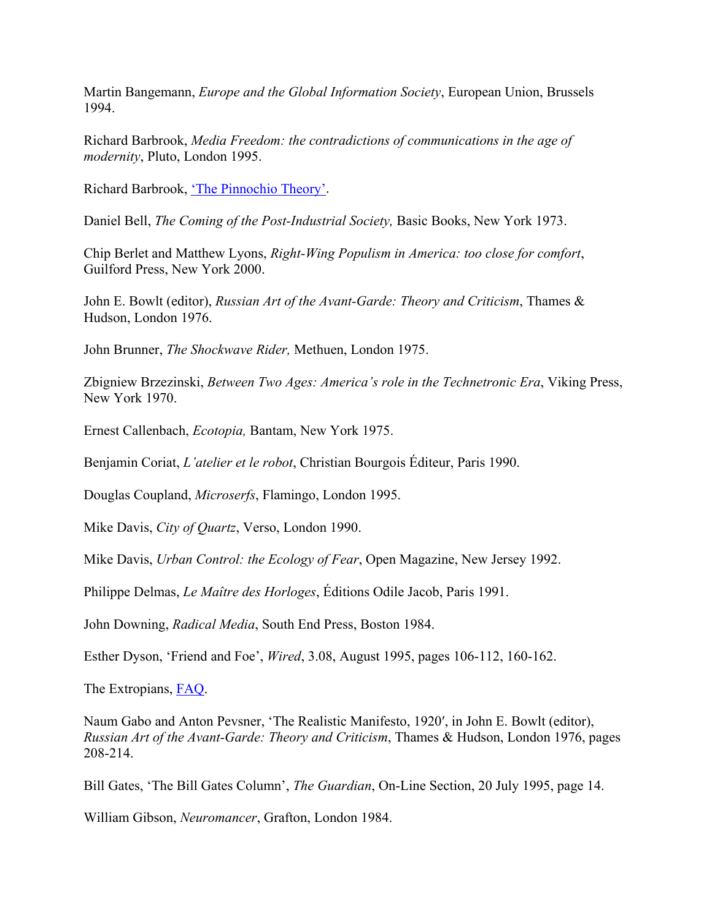Martin Bangemann, *Europe and the Global Information Society*, European Union, Brussels 1994.

Richard Barbrook, *Media Freedom: the contradictions of communications in the age of modernity*, Pluto, London 1995.

Richard Barbrook, 'The Pinnochio Theory'.

Daniel Bell, *The Coming of the Post-Industrial Society,* Basic Books, New York 1973.

Chip Berlet and Matthew Lyons, *Right-Wing Populism in America: too close for comfort*, Guilford Press, New York 2000.

John E. Bowlt (editor), *Russian Art of the Avant-Garde: Theory and Criticism*, Thames & Hudson, London 1976.

John Brunner, *The Shockwave Rider,* Methuen, London 1975.

Zbigniew Brzezinski, *Between Two Ages: America's role in the Technetronic Era*, Viking Press, New York 1970.

Ernest Callenbach, *Ecotopia,* Bantam, New York 1975.

Benjamin Coriat, *L'atelier et le robot*, Christian Bourgois Éditeur, Paris 1990.

Douglas Coupland, *Microserfs*, Flamingo, London 1995.

Mike Davis, *City of Quartz*, Verso, London 1990.

Mike Davis, *Urban Control: the Ecology of Fear*, Open Magazine, New Jersey 1992.

Philippe Delmas, *Le Maître des Horloges*, Éditions Odile Jacob, Paris 1991.

John Downing, *Radical Media*, South End Press, Boston 1984.

Esther Dyson, 'Friend and Foe', *Wired*, 3.08, August 1995, pages 106-112, 160-162.

The Extropians, FAQ.

Naum Gabo and Anton Pevsner, 'The Realistic Manifesto, 1920′, in John E. Bowlt (editor), *Russian Art of the Avant-Garde: Theory and Criticism*, Thames & Hudson, London 1976, pages 208-214.

Bill Gates, 'The Bill Gates Column', *The Guardian*, On-Line Section, 20 July 1995, page 14.

William Gibson, *Neuromancer*, Grafton, London 1984.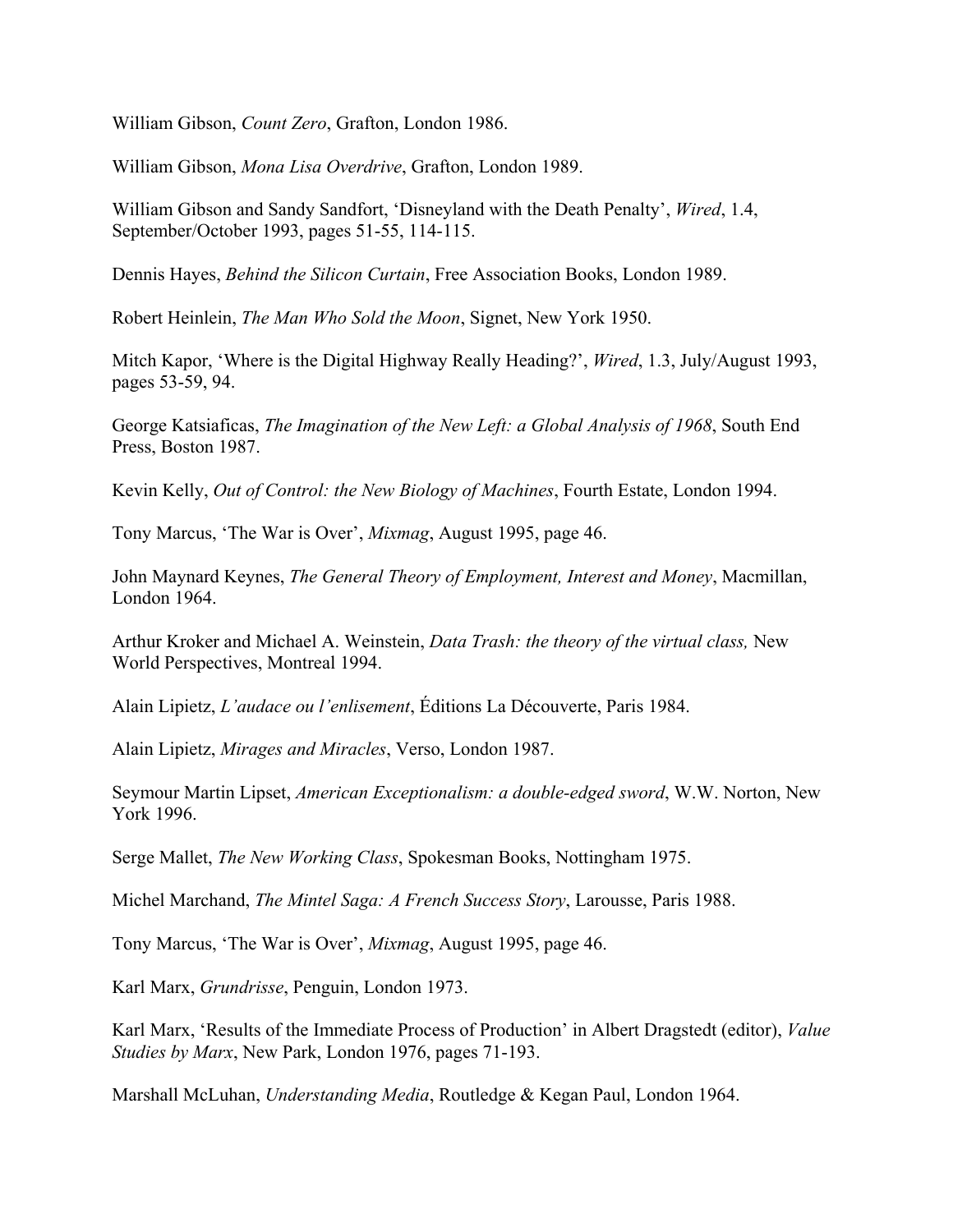William Gibson, *Count Zero*, Grafton, London 1986.

William Gibson, *Mona Lisa Overdrive*, Grafton, London 1989.

William Gibson and Sandy Sandfort, 'Disneyland with the Death Penalty', *Wired*, 1.4, September/October 1993, pages 51-55, 114-115.

Dennis Hayes, *Behind the Silicon Curtain*, Free Association Books, London 1989.

Robert Heinlein, *The Man Who Sold the Moon*, Signet, New York 1950.

Mitch Kapor, 'Where is the Digital Highway Really Heading?', *Wired*, 1.3, July/August 1993, pages 53-59, 94.

George Katsiaficas, *The Imagination of the New Left: a Global Analysis of 1968*, South End Press, Boston 1987.

Kevin Kelly, *Out of Control: the New Biology of Machines*, Fourth Estate, London 1994.

Tony Marcus, 'The War is Over', *Mixmag*, August 1995, page 46.

John Maynard Keynes, *The General Theory of Employment, Interest and Money*, Macmillan, London 1964.

Arthur Kroker and Michael A. Weinstein, *Data Trash: the theory of the virtual class,* New World Perspectives, Montreal 1994.

Alain Lipietz, *L'audace ou l'enlisement*, Éditions La Découverte, Paris 1984.

Alain Lipietz, *Mirages and Miracles*, Verso, London 1987.

Seymour Martin Lipset, *American Exceptionalism: a double-edged sword*, W.W. Norton, New York 1996.

Serge Mallet, *The New Working Class*, Spokesman Books, Nottingham 1975.

Michel Marchand, *The Mintel Saga: A French Success Story*, Larousse, Paris 1988.

Tony Marcus, 'The War is Over', *Mixmag*, August 1995, page 46.

Karl Marx, *Grundrisse*, Penguin, London 1973.

Karl Marx, 'Results of the Immediate Process of Production' in Albert Dragstedt (editor), *Value Studies by Marx*, New Park, London 1976, pages 71-193.

Marshall McLuhan, *Understanding Media*, Routledge & Kegan Paul, London 1964.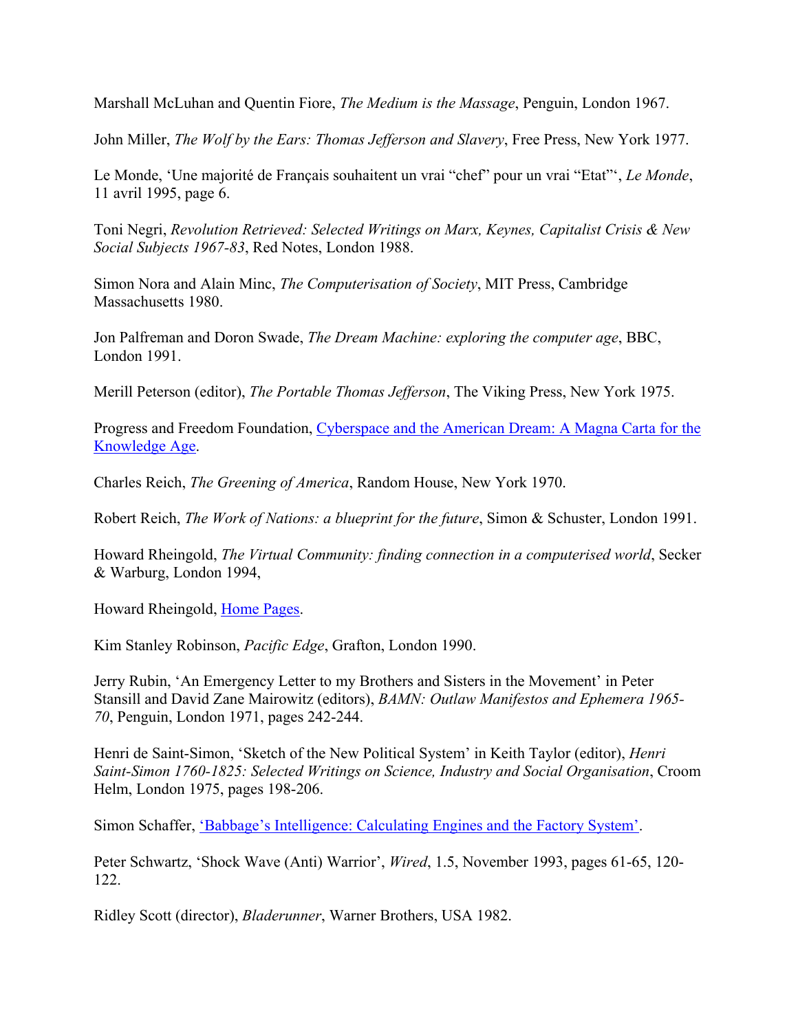Marshall McLuhan and Quentin Fiore, *The Medium is the Massage*, Penguin, London 1967.

John Miller, *The Wolf by the Ears: Thomas Jefferson and Slavery*, Free Press, New York 1977.

Le Monde, 'Une majorité de Français souhaitent un vrai "chef" pour un vrai "Etat"', *Le Monde*, 11 avril 1995, page 6.

Toni Negri, *Revolution Retrieved: Selected Writings on Marx, Keynes, Capitalist Crisis & New Social Subjects 1967-83*, Red Notes, London 1988.

Simon Nora and Alain Minc, *The Computerisation of Society*, MIT Press, Cambridge Massachusetts 1980.

Jon Palfreman and Doron Swade, *The Dream Machine: exploring the computer age*, BBC, London 1991.

Merill Peterson (editor), *The Portable Thomas Jefferson*, The Viking Press, New York 1975.

Progress and Freedom Foundation, Cyberspace and the American Dream: A Magna Carta for the Knowledge Age.

Charles Reich, *The Greening of America*, Random House, New York 1970.

Robert Reich, *The Work of Nations: a blueprint for the future*, Simon & Schuster, London 1991.

Howard Rheingold, *The Virtual Community: finding connection in a computerised world*, Secker & Warburg, London 1994,

Howard Rheingold, Home Pages.

Kim Stanley Robinson, *Pacific Edge*, Grafton, London 1990.

Jerry Rubin, 'An Emergency Letter to my Brothers and Sisters in the Movement' in Peter Stansill and David Zane Mairowitz (editors), *BAMN: Outlaw Manifestos and Ephemera 1965-70*, Penguin, London 1971, pages 242-244.

Henri de Saint-Simon, 'Sketch of the New Political System' in Keith Taylor (editor), *Henri Saint-Simon 1760-1825: Selected Writings on Science, Industry and Social Organisation*, Croom Helm, London 1975, pages 198-206.

Simon Schaffer, 'Babbage's Intelligence: Calculating Engines and the Factory System'.

Peter Schwartz, 'Shock Wave (Anti) Warrior', *Wired*, 1.5, November 1993, pages 61-65, 120-122.

Ridley Scott (director), *Bladerunner*, Warner Brothers, USA 1982.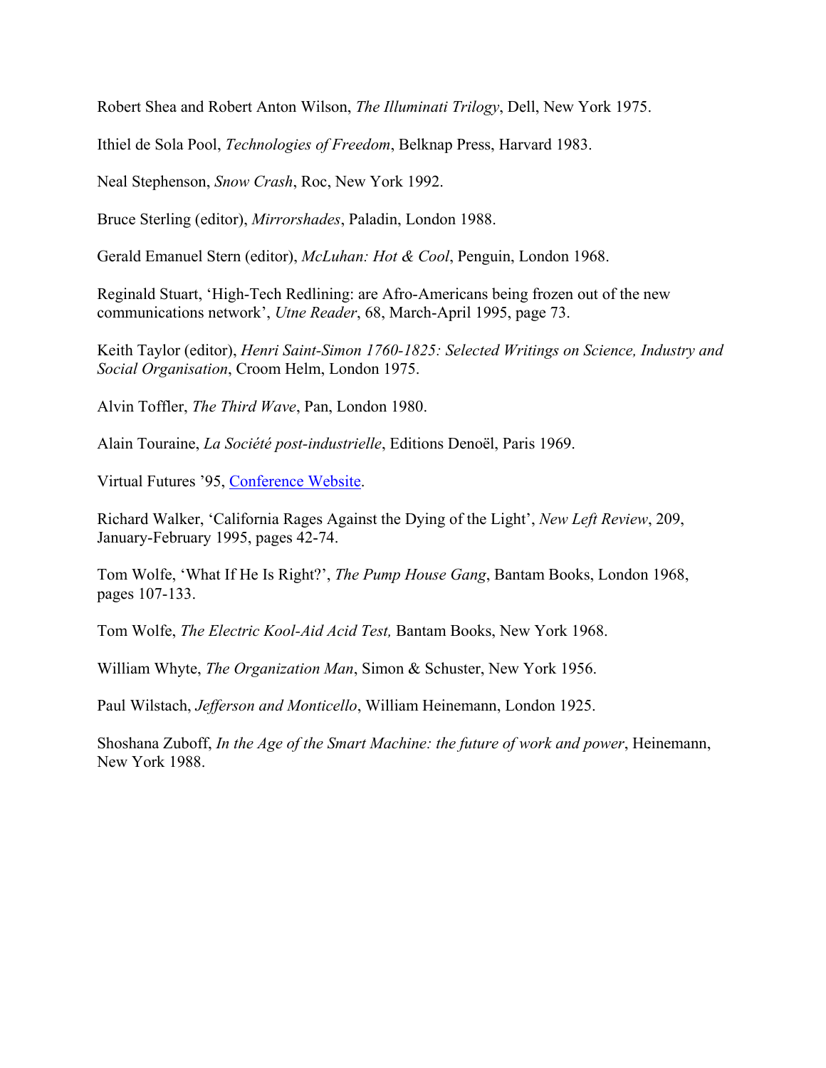Robert Shea and Robert Anton Wilson, *The Illuminati Trilogy*, Dell, New York 1975.

Ithiel de Sola Pool, *Technologies of Freedom*, Belknap Press, Harvard 1983.

Neal Stephenson, *Snow Crash*, Roc, New York 1992.

Bruce Sterling (editor), *Mirrorshades*, Paladin, London 1988.

Gerald Emanuel Stern (editor), *McLuhan: Hot & Cool*, Penguin, London 1968.

Reginald Stuart, 'High-Tech Redlining: are Afro-Americans being frozen out of the new communications network', *Utne Reader*, 68, March-April 1995, page 73.

Keith Taylor (editor), *Henri Saint-Simon 1760-1825: Selected Writings on Science, Industry and Social Organisation*, Croom Helm, London 1975.

Alvin Toffler, *The Third Wave*, Pan, London 1980.

Alain Touraine, *La Société post-industrielle*, Editions Denoël, Paris 1969.

Virtual Futures '95, Conference Website.

Richard Walker, 'California Rages Against the Dying of the Light', *New Left Review*, 209, January-February 1995, pages 42-74.

Tom Wolfe, 'What If He Is Right?', *The Pump House Gang*, Bantam Books, London 1968, pages 107-133.

Tom Wolfe, *The Electric Kool-Aid Acid Test,* Bantam Books, New York 1968.

William Whyte, *The Organization Man*, Simon & Schuster, New York 1956.

Paul Wilstach, *Jefferson and Monticello*, William Heinemann, London 1925.

Shoshana Zuboff, *In the Age of the Smart Machine: the future of work and power*, Heinemann, New York 1988.